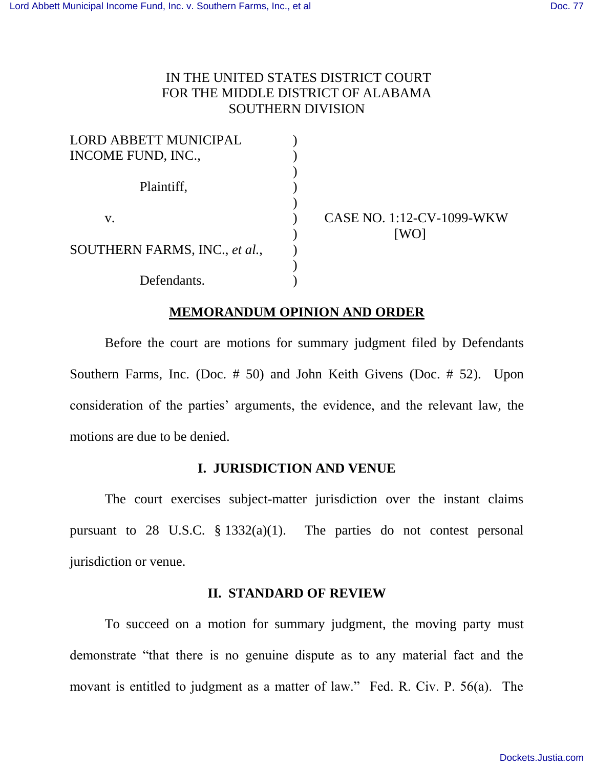IN THE UNITED STATES DISTRICT COURT
FOR THE MIDDLE DISTRICT OF ALABAMA
SOUTHERN DIVISION

LORD ABBETT MUNICIPAL INCOME FUND, INC.,

Plaintiff,

v.

SOUTHERN FARMS, INC., *et al.*,

Defendants.

CASE NO. 1:12-CV-1099-WKW
[WO]

**MEMORANDUM OPINION AND ORDER**

Before the court are motions for summary judgment filed by Defendants Southern Farms, Inc. (Doc. # 50) and John Keith Givens (Doc. # 52). Upon consideration of the parties' arguments, the evidence, and the relevant law, the motions are due to be denied.

## I. JURISDICTION AND VENUE

The court exercises subject-matter jurisdiction over the instant claims pursuant to 28 U.S.C. § 1332(a)(1). The parties do not contest personal jurisdiction or venue.

## II. STANDARD OF REVIEW

To succeed on a motion for summary judgment, the moving party must demonstrate "that there is no genuine dispute as to any material fact and the movant is entitled to judgment as a matter of law." Fed. R. Civ. P. 56(a). The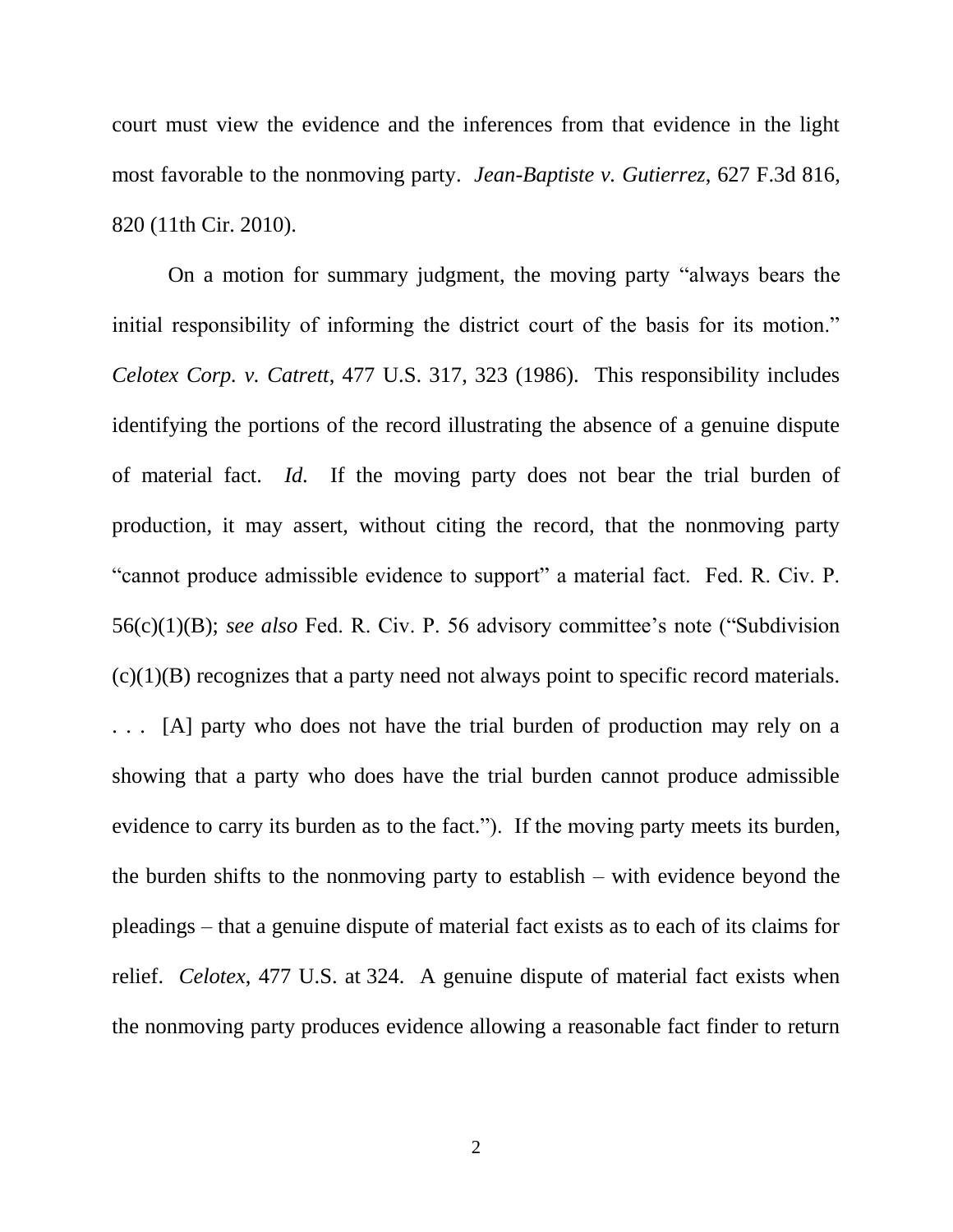court must view the evidence and the inferences from that evidence in the light most favorable to the nonmoving party. *Jean-Baptiste v. Gutierrez*, 627 F.3d 816, 820 (11th Cir. 2010).

On a motion for summary judgment, the moving party "always bears the initial responsibility of informing the district court of the basis for its motion." *Celotex Corp. v. Catrett*, 477 U.S. 317, 323 (1986). This responsibility includes identifying the portions of the record illustrating the absence of a genuine dispute of material fact. *Id.* If the moving party does not bear the trial burden of production, it may assert, without citing the record, that the nonmoving party "cannot produce admissible evidence to support" a material fact. Fed. R. Civ. P. 56(c)(1)(B); *see also* Fed. R. Civ. P. 56 advisory committee's note ("Subdivision (c)(1)(B) recognizes that a party need not always point to specific record materials. . . . [A] party who does not have the trial burden of production may rely on a showing that a party who does have the trial burden cannot produce admissible evidence to carry its burden as to the fact."). If the moving party meets its burden, the burden shifts to the nonmoving party to establish – with evidence beyond the pleadings – that a genuine dispute of material fact exists as to each of its claims for relief. *Celotex*, 477 U.S. at 324. A genuine dispute of material fact exists when the nonmoving party produces evidence allowing a reasonable fact finder to return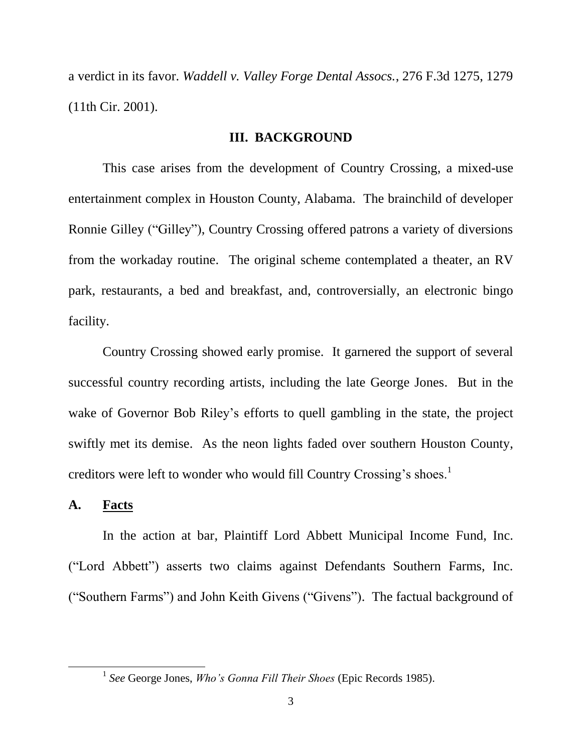a verdict in its favor. *Waddell v. Valley Forge Dental Assocs.*, 276 F.3d 1275, 1279 (11th Cir. 2001).

## III. BACKGROUND

This case arises from the development of Country Crossing, a mixed-use entertainment complex in Houston County, Alabama. The brainchild of developer Ronnie Gilley ("Gilley"), Country Crossing offered patrons a variety of diversions from the workaday routine. The original scheme contemplated a theater, an RV park, restaurants, a bed and breakfast, and, controversially, an electronic bingo facility.

Country Crossing showed early promise. It garnered the support of several successful country recording artists, including the late George Jones. But in the wake of Governor Bob Riley's efforts to quell gambling in the state, the project swiftly met its demise. As the neon lights faded over southern Houston County, creditors were left to wonder who would fill Country Crossing's shoes.[1]

### A. Facts

In the action at bar, Plaintiff Lord Abbett Municipal Income Fund, Inc. ("Lord Abbett") asserts two claims against Defendants Southern Farms, Inc. ("Southern Farms") and John Keith Givens ("Givens"). The factual background of

[1] *See* George Jones, *Who's Gonna Fill Their Shoes* (Epic Records 1985).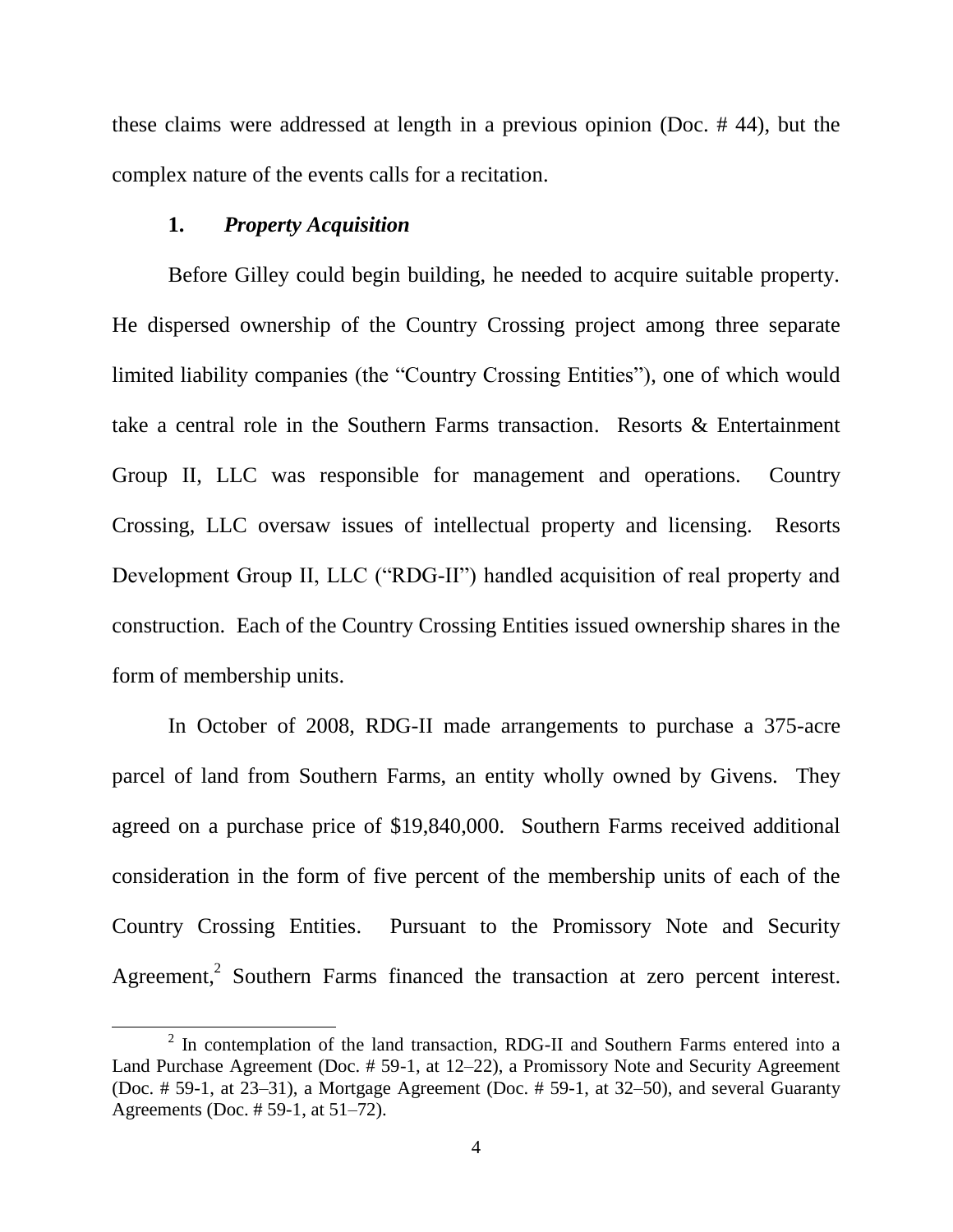these claims were addressed at length in a previous opinion (Doc. # 44), but the complex nature of the events calls for a recitation.

### 1. *Property Acquisition*

Before Gilley could begin building, he needed to acquire suitable property. He dispersed ownership of the Country Crossing project among three separate limited liability companies (the "Country Crossing Entities"), one of which would take a central role in the Southern Farms transaction. Resorts & Entertainment Group II, LLC was responsible for management and operations. Country Crossing, LLC oversaw issues of intellectual property and licensing. Resorts Development Group II, LLC ("RDG-II") handled acquisition of real property and construction. Each of the Country Crossing Entities issued ownership shares in the form of membership units.

In October of 2008, RDG-II made arrangements to purchase a 375-acre parcel of land from Southern Farms, an entity wholly owned by Givens. They agreed on a purchase price of $19,840,000. Southern Farms received additional consideration in the form of five percent of the membership units of each of the Country Crossing Entities. Pursuant to the Promissory Note and Security Agreement,[2] Southern Farms financed the transaction at zero percent interest.

[2] In contemplation of the land transaction, RDG-II and Southern Farms entered into a Land Purchase Agreement (Doc. # 59-1, at 12–22), a Promissory Note and Security Agreement (Doc. # 59-1, at 23–31), a Mortgage Agreement (Doc. # 59-1, at 32–50), and several Guaranty Agreements (Doc. # 59-1, at 51–72).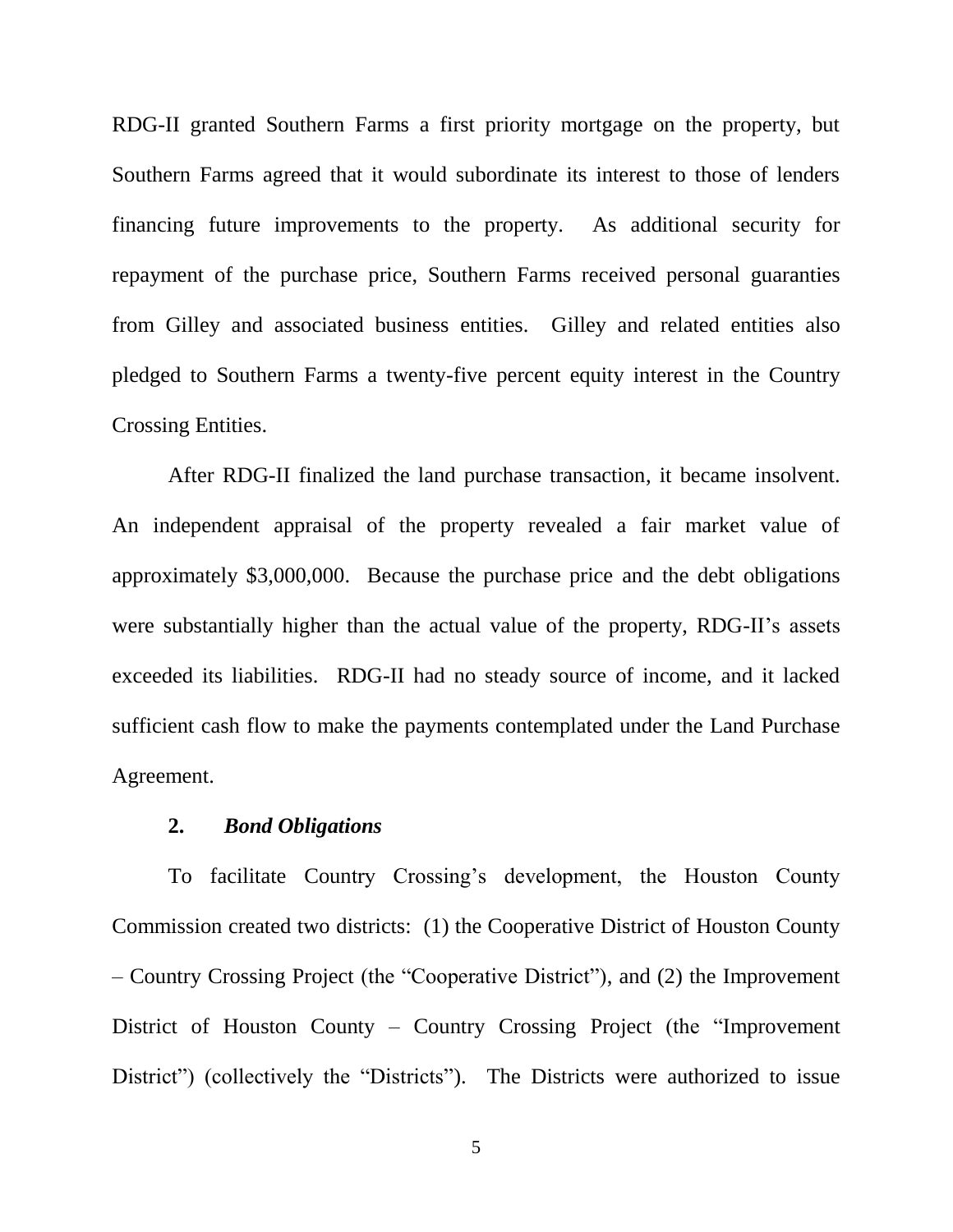RDG-II granted Southern Farms a first priority mortgage on the property, but Southern Farms agreed that it would subordinate its interest to those of lenders financing future improvements to the property. As additional security for repayment of the purchase price, Southern Farms received personal guaranties from Gilley and associated business entities. Gilley and related entities also pledged to Southern Farms a twenty-five percent equity interest in the Country Crossing Entities.

After RDG-II finalized the land purchase transaction, it became insolvent. An independent appraisal of the property revealed a fair market value of approximately $3,000,000. Because the purchase price and the debt obligations were substantially higher than the actual value of the property, RDG-II's assets exceeded its liabilities. RDG-II had no steady source of income, and it lacked sufficient cash flow to make the payments contemplated under the Land Purchase Agreement.

**2.** ***Bond Obligations***

To facilitate Country Crossing's development, the Houston County Commission created two districts: (1) the Cooperative District of Houston County – Country Crossing Project (the "Cooperative District"), and (2) the Improvement District of Houston County – Country Crossing Project (the "Improvement District") (collectively the "Districts"). The Districts were authorized to issue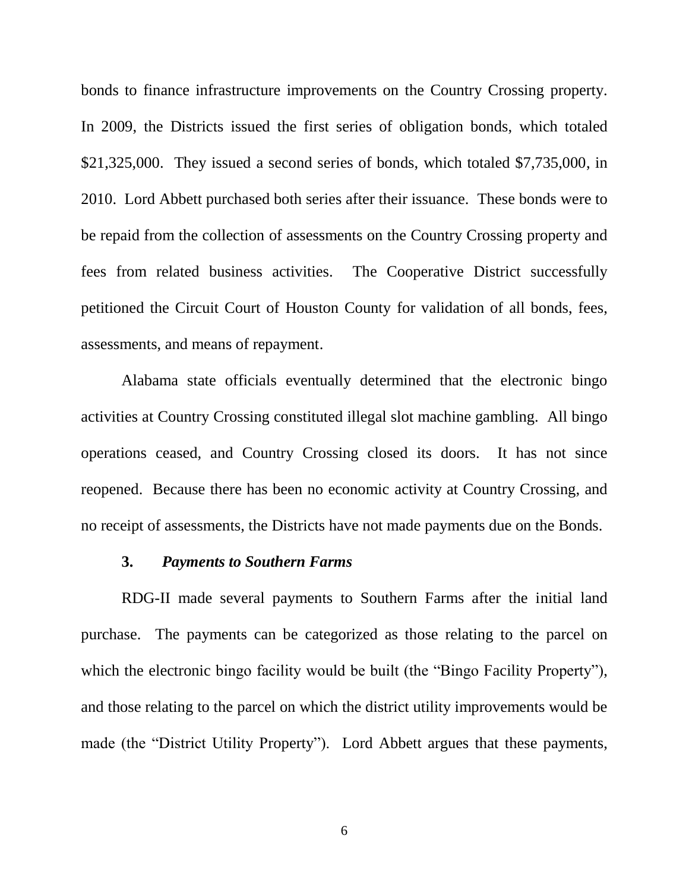bonds to finance infrastructure improvements on the Country Crossing property. In 2009, the Districts issued the first series of obligation bonds, which totaled $21,325,000. They issued a second series of bonds, which totaled $7,735,000, in 2010. Lord Abbett purchased both series after their issuance. These bonds were to be repaid from the collection of assessments on the Country Crossing property and fees from related business activities. The Cooperative District successfully petitioned the Circuit Court of Houston County for validation of all bonds, fees, assessments, and means of repayment.

Alabama state officials eventually determined that the electronic bingo activities at Country Crossing constituted illegal slot machine gambling. All bingo operations ceased, and Country Crossing closed its doors. It has not since reopened. Because there has been no economic activity at Country Crossing, and no receipt of assessments, the Districts have not made payments due on the Bonds.

### 3. *Payments to Southern Farms*

RDG-II made several payments to Southern Farms after the initial land purchase. The payments can be categorized as those relating to the parcel on which the electronic bingo facility would be built (the "Bingo Facility Property"), and those relating to the parcel on which the district utility improvements would be made (the "District Utility Property"). Lord Abbett argues that these payments,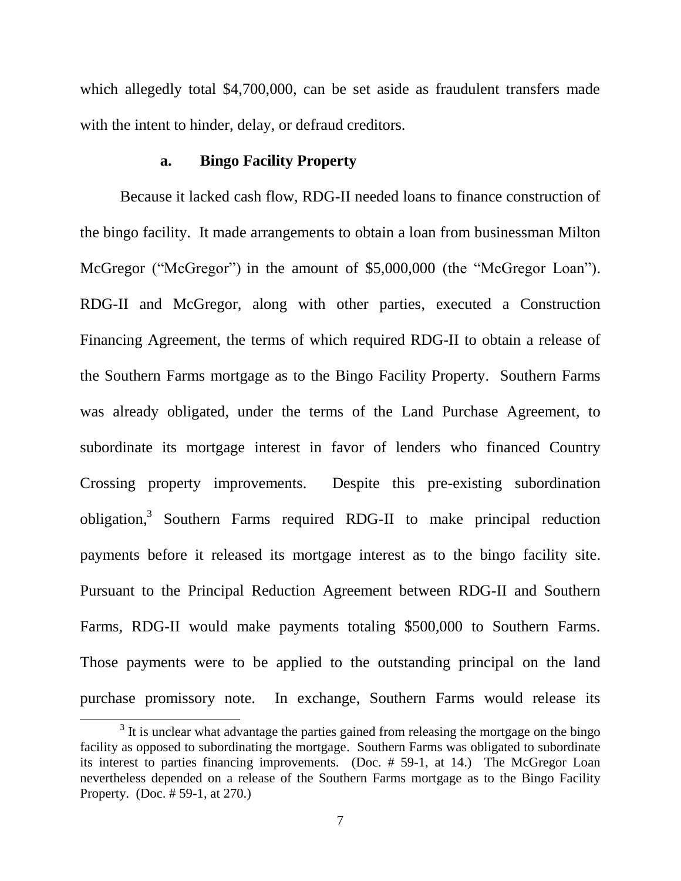which allegedly total $4,700,000, can be set aside as fraudulent transfers made with the intent to hinder, delay, or defraud creditors.

**a. Bingo Facility Property**

Because it lacked cash flow, RDG-II needed loans to finance construction of the bingo facility. It made arrangements to obtain a loan from businessman Milton McGregor ("McGregor") in the amount of $5,000,000 (the "McGregor Loan"). RDG-II and McGregor, along with other parties, executed a Construction Financing Agreement, the terms of which required RDG-II to obtain a release of the Southern Farms mortgage as to the Bingo Facility Property. Southern Farms was already obligated, under the terms of the Land Purchase Agreement, to subordinate its mortgage interest in favor of lenders who financed Country Crossing property improvements. Despite this pre-existing subordination obligation,[3] Southern Farms required RDG-II to make principal reduction payments before it released its mortgage interest as to the bingo facility site. Pursuant to the Principal Reduction Agreement between RDG-II and Southern Farms, RDG-II would make payments totaling $500,000 to Southern Farms. Those payments were to be applied to the outstanding principal on the land purchase promissory note. In exchange, Southern Farms would release its

---

[3] It is unclear what advantage the parties gained from releasing the mortgage on the bingo facility as opposed to subordinating the mortgage. Southern Farms was obligated to subordinate its interest to parties financing improvements. (Doc. # 59-1, at 14.) The McGregor Loan nevertheless depended on a release of the Southern Farms mortgage as to the Bingo Facility Property. (Doc. # 59-1, at 270.)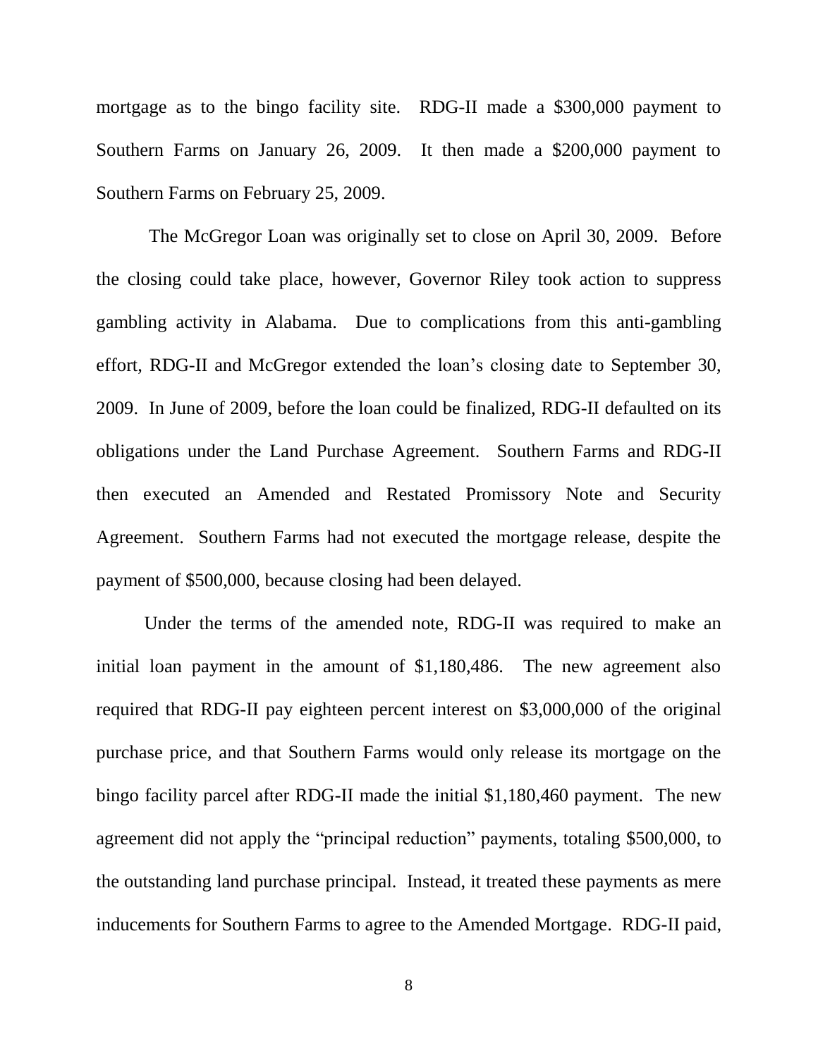mortgage as to the bingo facility site. RDG-II made a $300,000 payment to Southern Farms on January 26, 2009. It then made a $200,000 payment to Southern Farms on February 25, 2009.

The McGregor Loan was originally set to close on April 30, 2009. Before the closing could take place, however, Governor Riley took action to suppress gambling activity in Alabama. Due to complications from this anti-gambling effort, RDG-II and McGregor extended the loan's closing date to September 30, 2009. In June of 2009, before the loan could be finalized, RDG-II defaulted on its obligations under the Land Purchase Agreement. Southern Farms and RDG-II then executed an Amended and Restated Promissory Note and Security Agreement. Southern Farms had not executed the mortgage release, despite the payment of $500,000, because closing had been delayed.

Under the terms of the amended note, RDG-II was required to make an initial loan payment in the amount of $1,180,486. The new agreement also required that RDG-II pay eighteen percent interest on $3,000,000 of the original purchase price, and that Southern Farms would only release its mortgage on the bingo facility parcel after RDG-II made the initial $1,180,460 payment. The new agreement did not apply the "principal reduction" payments, totaling $500,000, to the outstanding land purchase principal. Instead, it treated these payments as mere inducements for Southern Farms to agree to the Amended Mortgage. RDG-II paid,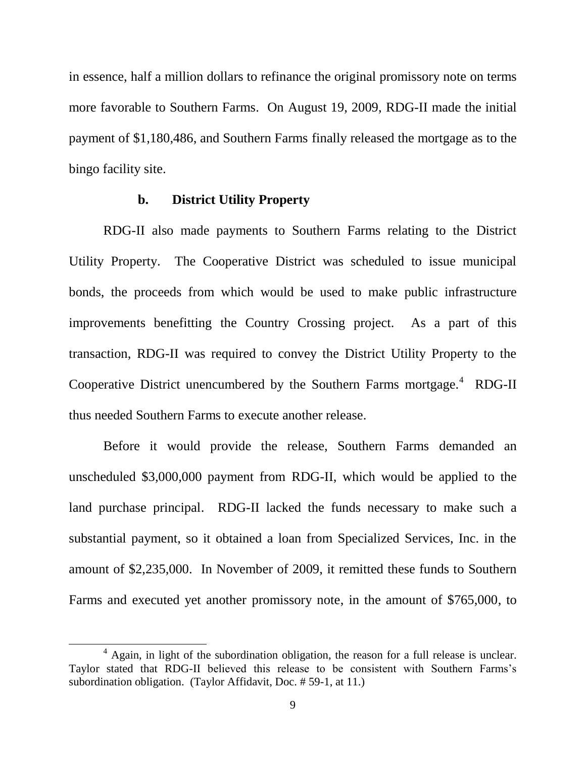in essence, half a million dollars to refinance the original promissory note on terms more favorable to Southern Farms. On August 19, 2009, RDG-II made the initial payment of $1,180,486, and Southern Farms finally released the mortgage as to the bingo facility site.

**b. District Utility Property**

RDG-II also made payments to Southern Farms relating to the District Utility Property. The Cooperative District was scheduled to issue municipal bonds, the proceeds from which would be used to make public infrastructure improvements benefitting the Country Crossing project. As a part of this transaction, RDG-II was required to convey the District Utility Property to the Cooperative District unencumbered by the Southern Farms mortgage.[4] RDG-II thus needed Southern Farms to execute another release.

Before it would provide the release, Southern Farms demanded an unscheduled $3,000,000 payment from RDG-II, which would be applied to the land purchase principal. RDG-II lacked the funds necessary to make such a substantial payment, so it obtained a loan from Specialized Services, Inc. in the amount of $2,235,000. In November of 2009, it remitted these funds to Southern Farms and executed yet another promissory note, in the amount of $765,000, to

---

[4] Again, in light of the subordination obligation, the reason for a full release is unclear. Taylor stated that RDG-II believed this release to be consistent with Southern Farms's subordination obligation. (Taylor Affidavit, Doc. # 59-1, at 11.)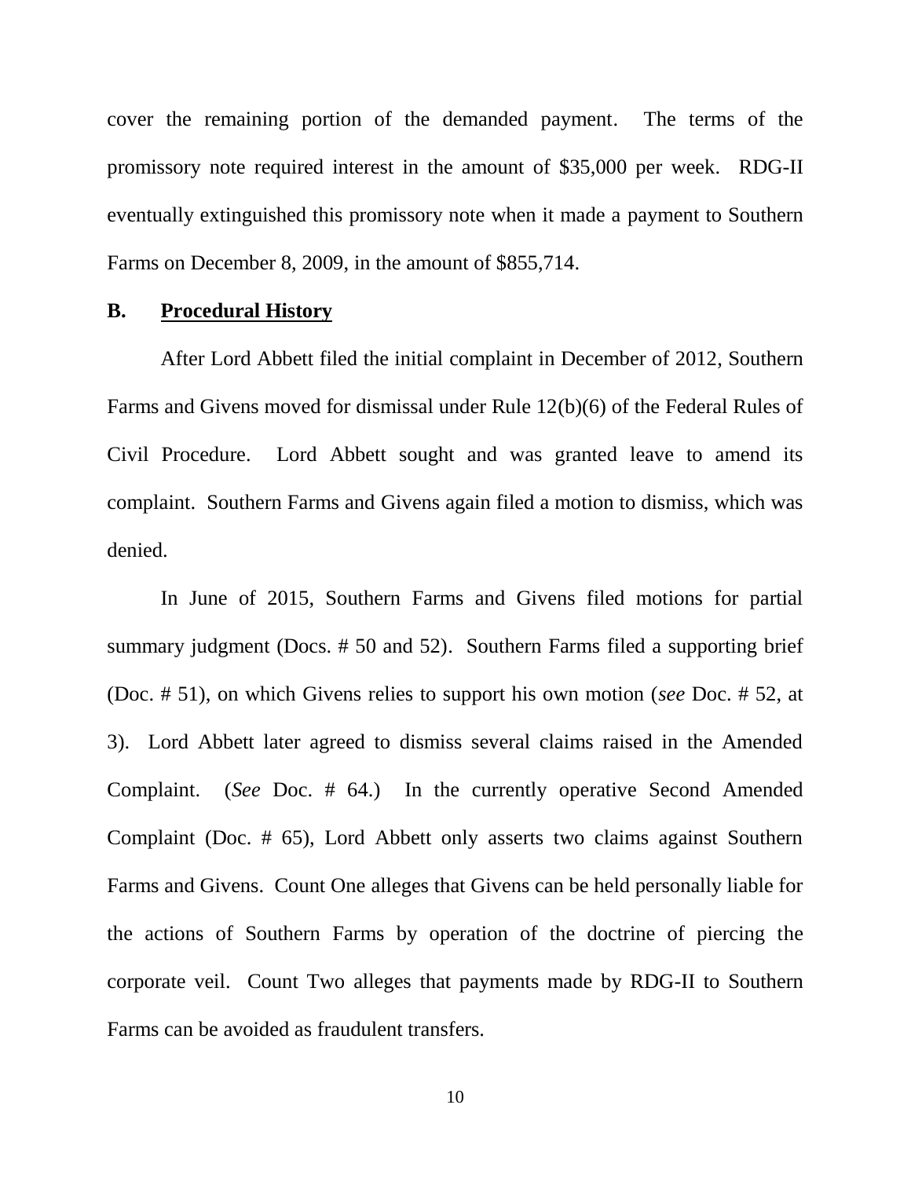cover the remaining portion of the demanded payment. The terms of the promissory note required interest in the amount of $35,000 per week. RDG-II eventually extinguished this promissory note when it made a payment to Southern Farms on December 8, 2009, in the amount of $855,714.

### B. Procedural History

After Lord Abbett filed the initial complaint in December of 2012, Southern Farms and Givens moved for dismissal under Rule 12(b)(6) of the Federal Rules of Civil Procedure. Lord Abbett sought and was granted leave to amend its complaint. Southern Farms and Givens again filed a motion to dismiss, which was denied.

In June of 2015, Southern Farms and Givens filed motions for partial summary judgment (Docs. # 50 and 52). Southern Farms filed a supporting brief (Doc. # 51), on which Givens relies to support his own motion (*see* Doc. # 52, at 3). Lord Abbett later agreed to dismiss several claims raised in the Amended Complaint. (*See* Doc. # 64.) In the currently operative Second Amended Complaint (Doc. # 65), Lord Abbett only asserts two claims against Southern Farms and Givens. Count One alleges that Givens can be held personally liable for the actions of Southern Farms by operation of the doctrine of piercing the corporate veil. Count Two alleges that payments made by RDG-II to Southern Farms can be avoided as fraudulent transfers.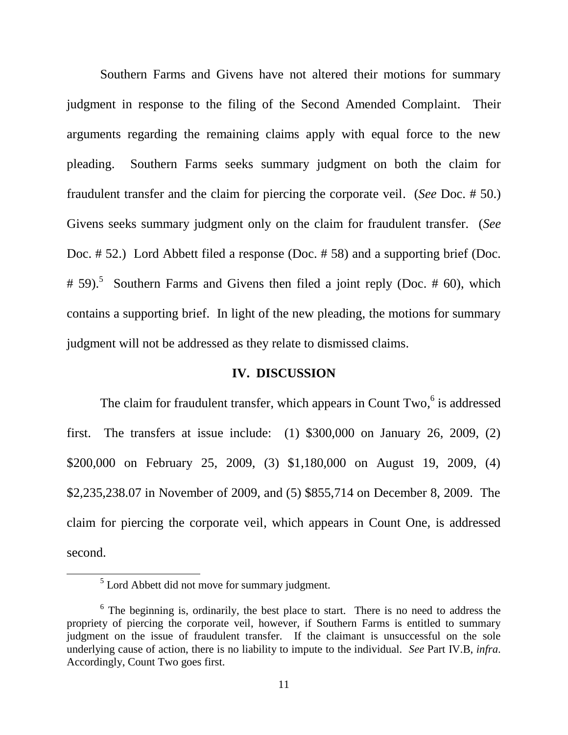Southern Farms and Givens have not altered their motions for summary judgment in response to the filing of the Second Amended Complaint. Their arguments regarding the remaining claims apply with equal force to the new pleading. Southern Farms seeks summary judgment on both the claim for fraudulent transfer and the claim for piercing the corporate veil. (*See* Doc. # 50.) Givens seeks summary judgment only on the claim for fraudulent transfer. (*See* Doc. # 52.) Lord Abbett filed a response (Doc. # 58) and a supporting brief (Doc. # 59).[5] Southern Farms and Givens then filed a joint reply (Doc. # 60), which contains a supporting brief. In light of the new pleading, the motions for summary judgment will not be addressed as they relate to dismissed claims.

## IV. DISCUSSION

The claim for fraudulent transfer, which appears in Count Two,[6] is addressed first. The transfers at issue include: (1) $300,000 on January 26, 2009, (2) $200,000 on February 25, 2009, (3) $1,180,000 on August 19, 2009, (4) $2,235,238.07 in November of 2009, and (5) $855,714 on December 8, 2009. The claim for piercing the corporate veil, which appears in Count One, is addressed second.

---

[5] Lord Abbett did not move for summary judgment.

[6] The beginning is, ordinarily, the best place to start. There is no need to address the propriety of piercing the corporate veil, however, if Southern Farms is entitled to summary judgment on the issue of fraudulent transfer. If the claimant is unsuccessful on the sole underlying cause of action, there is no liability to impute to the individual. *See* Part IV.B, *infra*. Accordingly, Count Two goes first.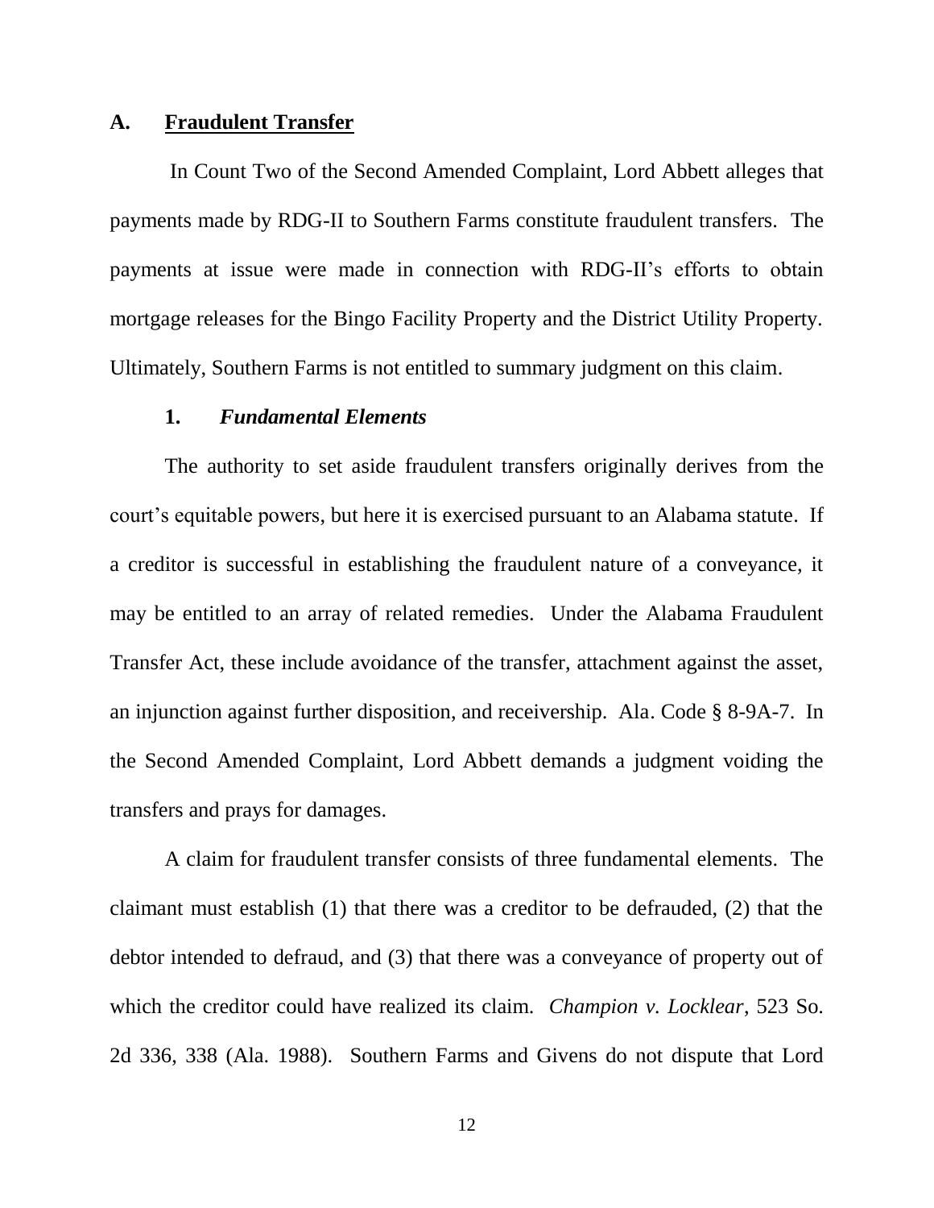## A. Fraudulent Transfer

In Count Two of the Second Amended Complaint, Lord Abbett alleges that payments made by RDG-II to Southern Farms constitute fraudulent transfers. The payments at issue were made in connection with RDG-II's efforts to obtain mortgage releases for the Bingo Facility Property and the District Utility Property. Ultimately, Southern Farms is not entitled to summary judgment on this claim.

### 1. *Fundamental Elements*

The authority to set aside fraudulent transfers originally derives from the court's equitable powers, but here it is exercised pursuant to an Alabama statute. If a creditor is successful in establishing the fraudulent nature of a conveyance, it may be entitled to an array of related remedies. Under the Alabama Fraudulent Transfer Act, these include avoidance of the transfer, attachment against the asset, an injunction against further disposition, and receivership. Ala. Code § 8-9A-7. In the Second Amended Complaint, Lord Abbett demands a judgment voiding the transfers and prays for damages.

A claim for fraudulent transfer consists of three fundamental elements. The claimant must establish (1) that there was a creditor to be defrauded, (2) that the debtor intended to defraud, and (3) that there was a conveyance of property out of which the creditor could have realized its claim. *Champion v. Locklear*, 523 So. 2d 336, 338 (Ala. 1988). Southern Farms and Givens do not dispute that Lord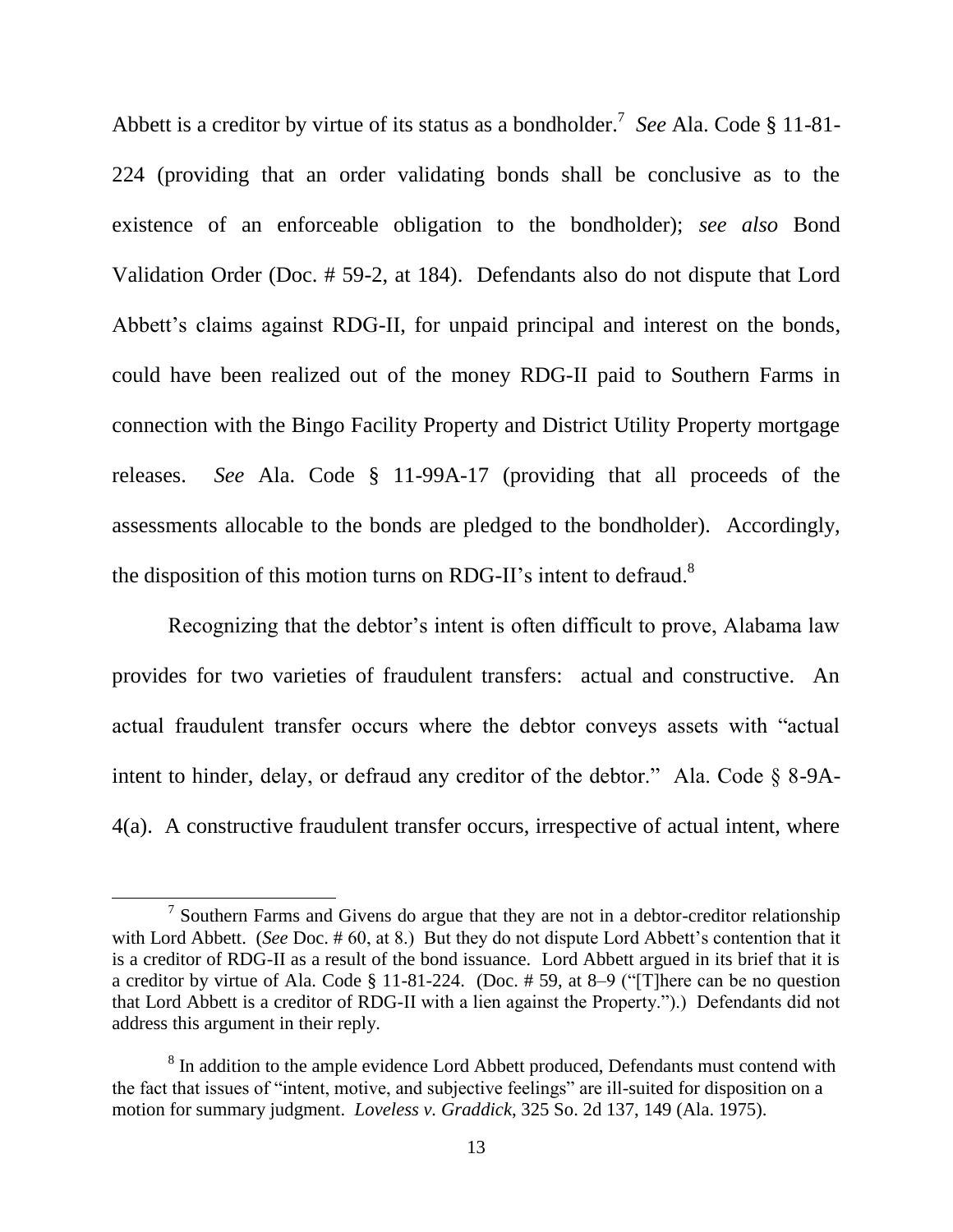Abbett is a creditor by virtue of its status as a bondholder.[7] *See* Ala. Code § 11-81-224 (providing that an order validating bonds shall be conclusive as to the existence of an enforceable obligation to the bondholder); *see also* Bond Validation Order (Doc. # 59-2, at 184). Defendants also do not dispute that Lord Abbett's claims against RDG-II, for unpaid principal and interest on the bonds, could have been realized out of the money RDG-II paid to Southern Farms in connection with the Bingo Facility Property and District Utility Property mortgage releases. *See* Ala. Code § 11-99A-17 (providing that all proceeds of the assessments allocable to the bonds are pledged to the bondholder). Accordingly, the disposition of this motion turns on RDG-II's intent to defraud.[8]

Recognizing that the debtor's intent is often difficult to prove, Alabama law provides for two varieties of fraudulent transfers: actual and constructive. An actual fraudulent transfer occurs where the debtor conveys assets with "actual intent to hinder, delay, or defraud any creditor of the debtor." Ala. Code § 8-9A-4(a). A constructive fraudulent transfer occurs, irrespective of actual intent, where

[7] Southern Farms and Givens do argue that they are not in a debtor-creditor relationship with Lord Abbett. (*See* Doc. # 60, at 8.) But they do not dispute Lord Abbett's contention that it is a creditor of RDG-II as a result of the bond issuance. Lord Abbett argued in its brief that it is a creditor by virtue of Ala. Code § 11-81-224. (Doc. # 59, at 8–9 ("[T]here can be no question that Lord Abbett is a creditor of RDG-II with a lien against the Property.").) Defendants did not address this argument in their reply.

[8] In addition to the ample evidence Lord Abbett produced, Defendants must contend with the fact that issues of "intent, motive, and subjective feelings" are ill-suited for disposition on a motion for summary judgment. *Loveless v. Graddick*, 325 So. 2d 137, 149 (Ala. 1975).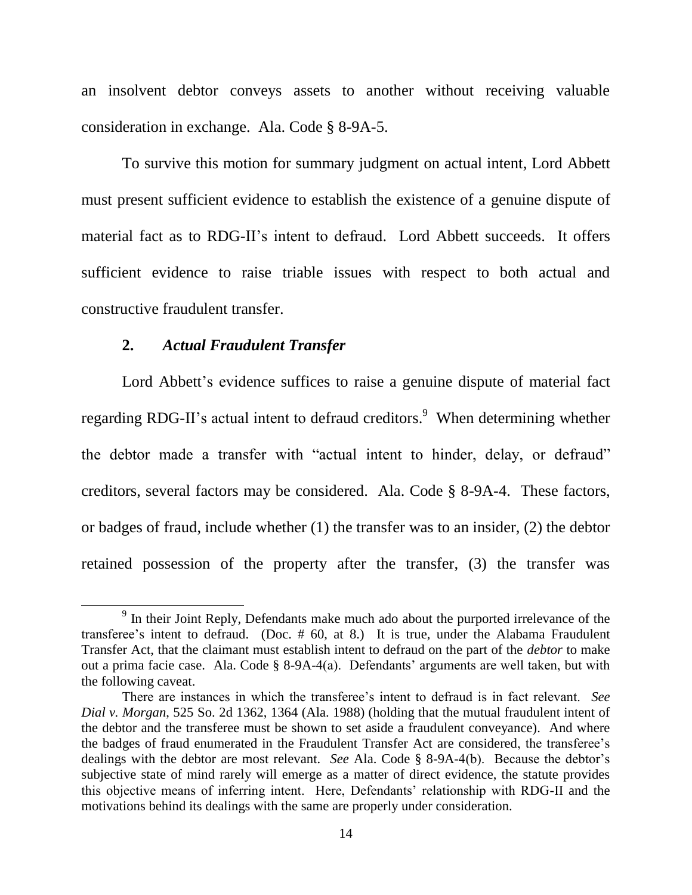an insolvent debtor conveys assets to another without receiving valuable consideration in exchange. Ala. Code § 8-9A-5.

To survive this motion for summary judgment on actual intent, Lord Abbett must present sufficient evidence to establish the existence of a genuine dispute of material fact as to RDG-II's intent to defraud. Lord Abbett succeeds. It offers sufficient evidence to raise triable issues with respect to both actual and constructive fraudulent transfer.

### 2. *Actual Fraudulent Transfer*

Lord Abbett's evidence suffices to raise a genuine dispute of material fact regarding RDG-II's actual intent to defraud creditors.[9] When determining whether the debtor made a transfer with "actual intent to hinder, delay, or defraud" creditors, several factors may be considered. Ala. Code § 8-9A-4. These factors, or badges of fraud, include whether (1) the transfer was to an insider, (2) the debtor retained possession of the property after the transfer, (3) the transfer was

---

[9] In their Joint Reply, Defendants make much ado about the purported irrelevance of the transferee's intent to defraud. (Doc. # 60, at 8.) It is true, under the Alabama Fraudulent Transfer Act, that the claimant must establish intent to defraud on the part of the *debtor* to make out a prima facie case. Ala. Code § 8-9A-4(a). Defendants' arguments are well taken, but with the following caveat.

There are instances in which the transferee's intent to defraud is in fact relevant. *See Dial v. Morgan*, 525 So. 2d 1362, 1364 (Ala. 1988) (holding that the mutual fraudulent intent of the debtor and the transferee must be shown to set aside a fraudulent conveyance). And where the badges of fraud enumerated in the Fraudulent Transfer Act are considered, the transferee's dealings with the debtor are most relevant. *See* Ala. Code § 8-9A-4(b). Because the debtor's subjective state of mind rarely will emerge as a matter of direct evidence, the statute provides this objective means of inferring intent. Here, Defendants' relationship with RDG-II and the motivations behind its dealings with the same are properly under consideration.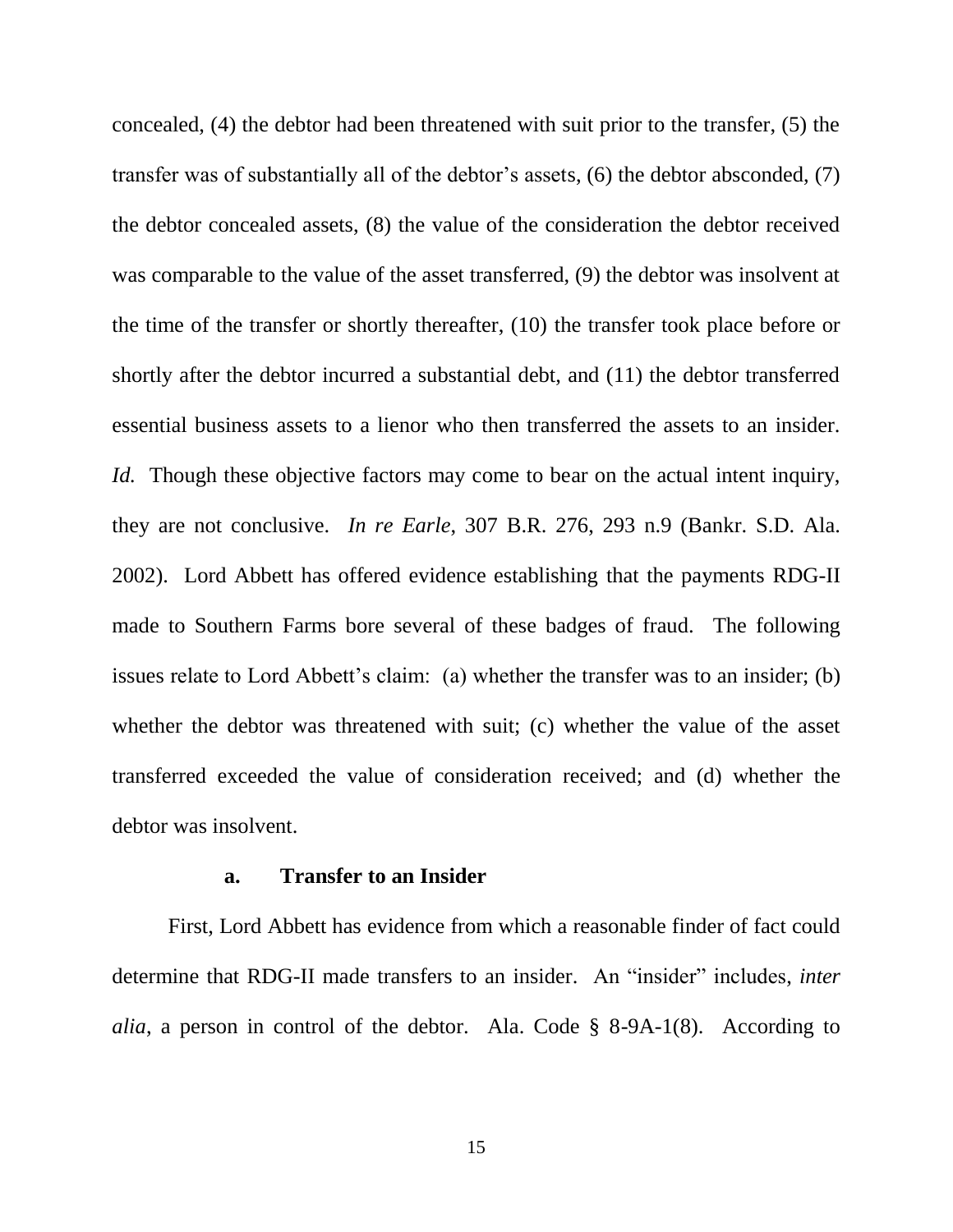concealed, (4) the debtor had been threatened with suit prior to the transfer, (5) the transfer was of substantially all of the debtor's assets, (6) the debtor absconded, (7) the debtor concealed assets, (8) the value of the consideration the debtor received was comparable to the value of the asset transferred, (9) the debtor was insolvent at the time of the transfer or shortly thereafter, (10) the transfer took place before or shortly after the debtor incurred a substantial debt, and (11) the debtor transferred essential business assets to a lienor who then transferred the assets to an insider. *Id.* Though these objective factors may come to bear on the actual intent inquiry, they are not conclusive. *In re Earle*, 307 B.R. 276, 293 n.9 (Bankr. S.D. Ala. 2002). Lord Abbett has offered evidence establishing that the payments RDG-II made to Southern Farms bore several of these badges of fraud. The following issues relate to Lord Abbett's claim: (a) whether the transfer was to an insider; (b) whether the debtor was threatened with suit; (c) whether the value of the asset transferred exceeded the value of consideration received; and (d) whether the debtor was insolvent.

#### a. Transfer to an Insider

First, Lord Abbett has evidence from which a reasonable finder of fact could determine that RDG-II made transfers to an insider. An "insider" includes, *inter alia*, a person in control of the debtor. Ala. Code § 8-9A-1(8). According to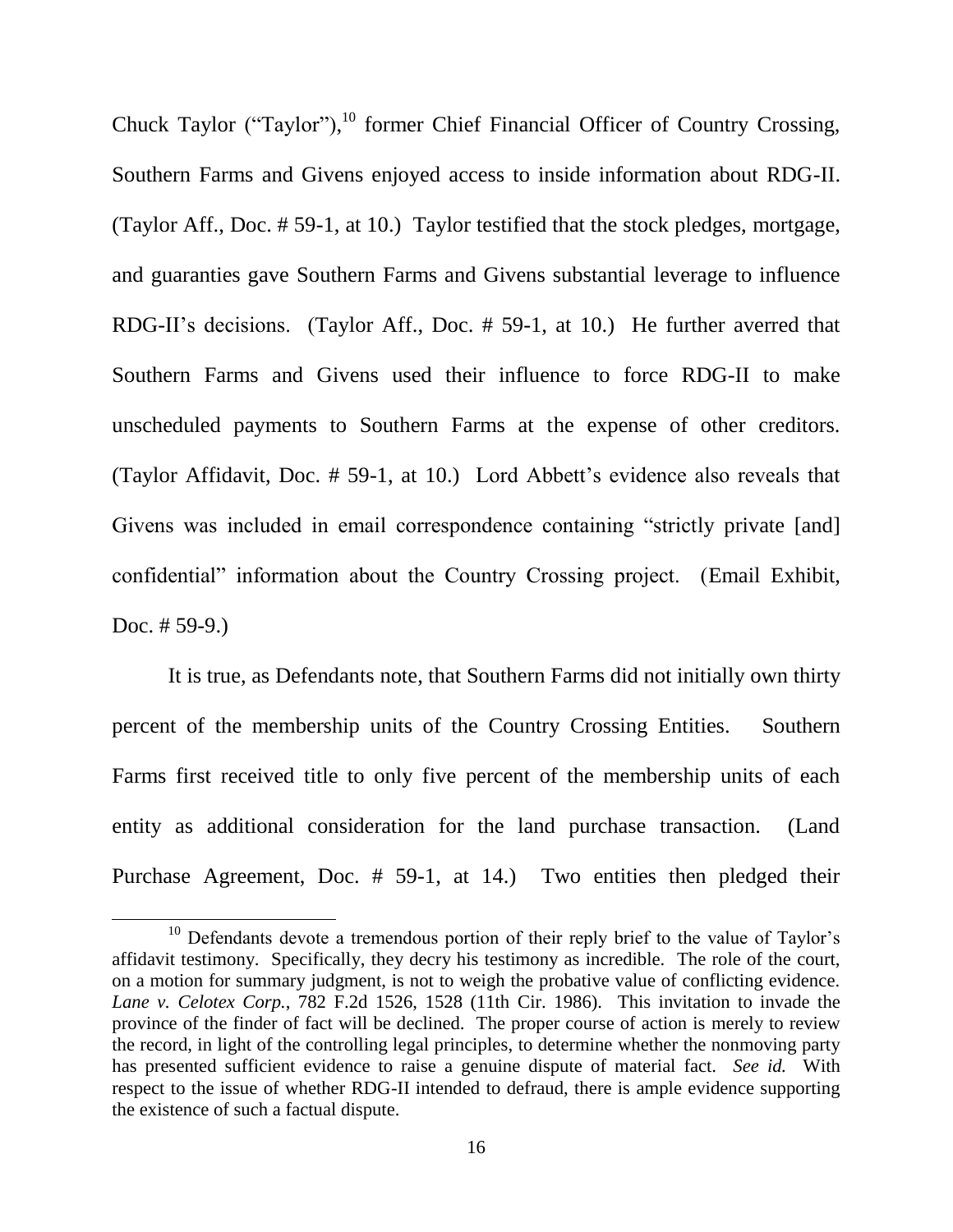Chuck Taylor ("Taylor"),[10] former Chief Financial Officer of Country Crossing, Southern Farms and Givens enjoyed access to inside information about RDG-II. (Taylor Aff., Doc. # 59-1, at 10.) Taylor testified that the stock pledges, mortgage, and guaranties gave Southern Farms and Givens substantial leverage to influence RDG-II's decisions. (Taylor Aff., Doc. # 59-1, at 10.) He further averred that Southern Farms and Givens used their influence to force RDG-II to make unscheduled payments to Southern Farms at the expense of other creditors. (Taylor Affidavit, Doc. # 59-1, at 10.) Lord Abbett's evidence also reveals that Givens was included in email correspondence containing "strictly private [and] confidential" information about the Country Crossing project. (Email Exhibit, Doc. # 59-9.)

It is true, as Defendants note, that Southern Farms did not initially own thirty percent of the membership units of the Country Crossing Entities. Southern Farms first received title to only five percent of the membership units of each entity as additional consideration for the land purchase transaction. (Land Purchase Agreement, Doc. # 59-1, at 14.) Two entities then pledged their

---

[10] Defendants devote a tremendous portion of their reply brief to the value of Taylor's affidavit testimony. Specifically, they decry his testimony as incredible. The role of the court, on a motion for summary judgment, is not to weigh the probative value of conflicting evidence. *Lane v. Celotex Corp.*, 782 F.2d 1526, 1528 (11th Cir. 1986). This invitation to invade the province of the finder of fact will be declined. The proper course of action is merely to review the record, in light of the controlling legal principles, to determine whether the nonmoving party has presented sufficient evidence to raise a genuine dispute of material fact. *See id.* With respect to the issue of whether RDG-II intended to defraud, there is ample evidence supporting the existence of such a factual dispute.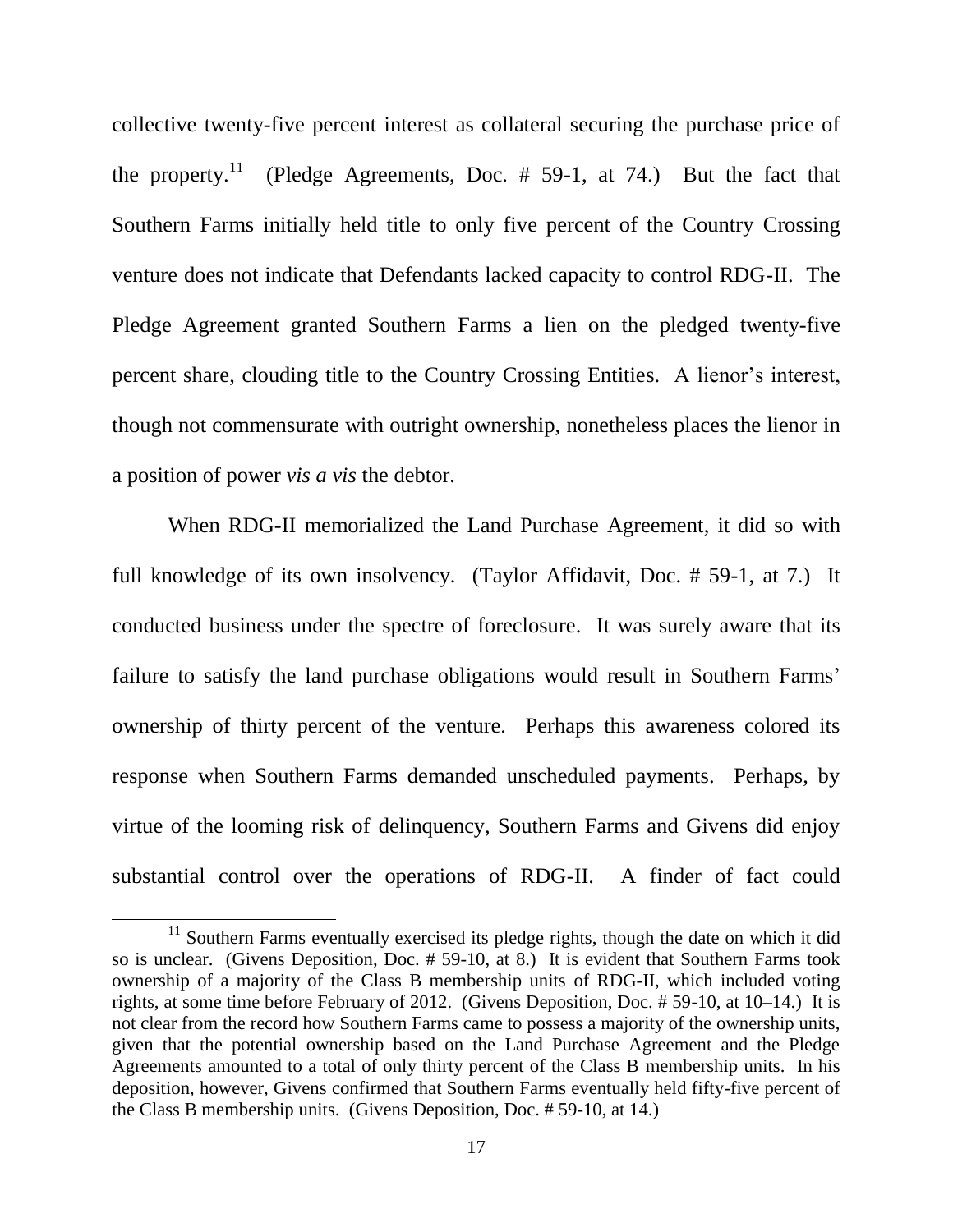collective twenty-five percent interest as collateral securing the purchase price of the property.[11] (Pledge Agreements, Doc. # 59-1, at 74.) But the fact that Southern Farms initially held title to only five percent of the Country Crossing venture does not indicate that Defendants lacked capacity to control RDG-II. The Pledge Agreement granted Southern Farms a lien on the pledged twenty-five percent share, clouding title to the Country Crossing Entities. A lienor's interest, though not commensurate with outright ownership, nonetheless places the lienor in a position of power *vis a vis* the debtor.

When RDG-II memorialized the Land Purchase Agreement, it did so with full knowledge of its own insolvency. (Taylor Affidavit, Doc. # 59-1, at 7.) It conducted business under the spectre of foreclosure. It was surely aware that its failure to satisfy the land purchase obligations would result in Southern Farms' ownership of thirty percent of the venture. Perhaps this awareness colored its response when Southern Farms demanded unscheduled payments. Perhaps, by virtue of the looming risk of delinquency, Southern Farms and Givens did enjoy substantial control over the operations of RDG-II. A finder of fact could

---

[11] Southern Farms eventually exercised its pledge rights, though the date on which it did so is unclear. (Givens Deposition, Doc. # 59-10, at 8.) It is evident that Southern Farms took ownership of a majority of the Class B membership units of RDG-II, which included voting rights, at some time before February of 2012. (Givens Deposition, Doc. # 59-10, at 10–14.) It is not clear from the record how Southern Farms came to possess a majority of the ownership units, given that the potential ownership based on the Land Purchase Agreement and the Pledge Agreements amounted to a total of only thirty percent of the Class B membership units. In his deposition, however, Givens confirmed that Southern Farms eventually held fifty-five percent of the Class B membership units. (Givens Deposition, Doc. # 59-10, at 14.)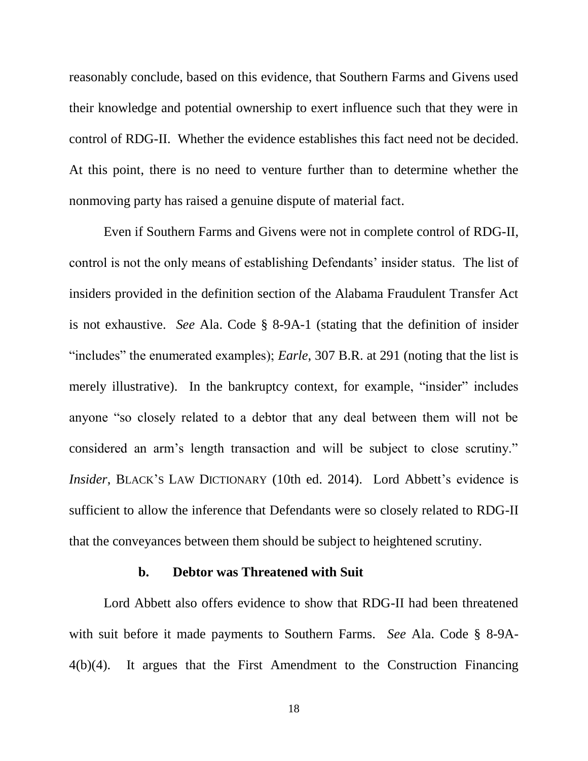reasonably conclude, based on this evidence, that Southern Farms and Givens used their knowledge and potential ownership to exert influence such that they were in control of RDG-II. Whether the evidence establishes this fact need not be decided. At this point, there is no need to venture further than to determine whether the nonmoving party has raised a genuine dispute of material fact.

Even if Southern Farms and Givens were not in complete control of RDG-II, control is not the only means of establishing Defendants' insider status. The list of insiders provided in the definition section of the Alabama Fraudulent Transfer Act is not exhaustive. *See* Ala. Code § 8-9A-1 (stating that the definition of insider "includes" the enumerated examples); *Earle*, 307 B.R. at 291 (noting that the list is merely illustrative). In the bankruptcy context, for example, "insider" includes anyone "so closely related to a debtor that any deal between them will not be considered an arm's length transaction and will be subject to close scrutiny." *Insider*, BLACK'S LAW DICTIONARY (10th ed. 2014). Lord Abbett's evidence is sufficient to allow the inference that Defendants were so closely related to RDG-II that the conveyances between them should be subject to heightened scrutiny.

**b. Debtor was Threatened with Suit**

Lord Abbett also offers evidence to show that RDG-II had been threatened with suit before it made payments to Southern Farms. *See* Ala. Code § 8-9A-4(b)(4). It argues that the First Amendment to the Construction Financing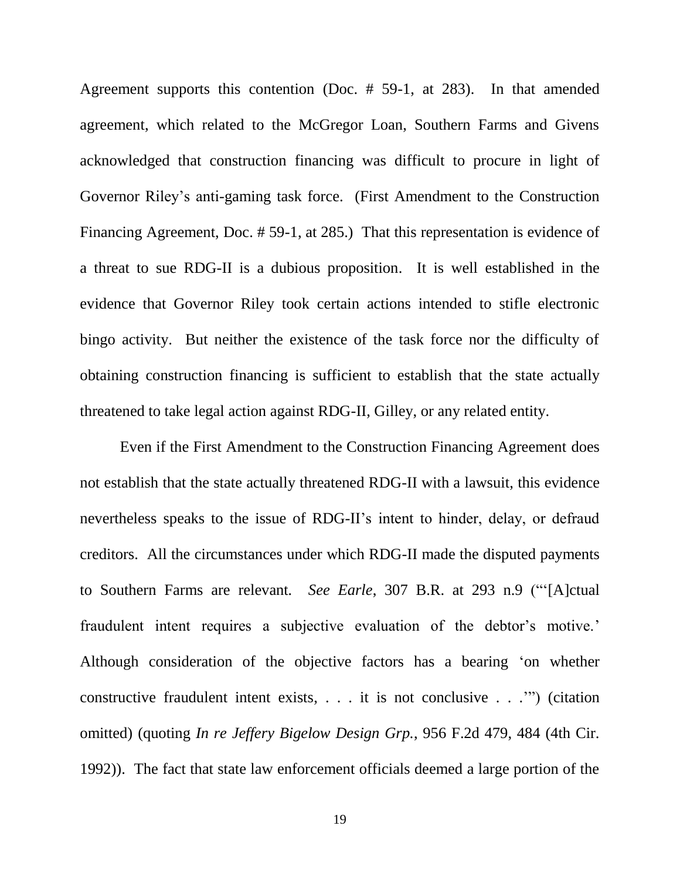Agreement supports this contention (Doc. # 59-1, at 283). In that amended agreement, which related to the McGregor Loan, Southern Farms and Givens acknowledged that construction financing was difficult to procure in light of Governor Riley's anti-gaming task force. (First Amendment to the Construction Financing Agreement, Doc. # 59-1, at 285.) That this representation is evidence of a threat to sue RDG-II is a dubious proposition. It is well established in the evidence that Governor Riley took certain actions intended to stifle electronic bingo activity. But neither the existence of the task force nor the difficulty of obtaining construction financing is sufficient to establish that the state actually threatened to take legal action against RDG-II, Gilley, or any related entity.

Even if the First Amendment to the Construction Financing Agreement does not establish that the state actually threatened RDG-II with a lawsuit, this evidence nevertheless speaks to the issue of RDG-II's intent to hinder, delay, or defraud creditors. All the circumstances under which RDG-II made the disputed payments to Southern Farms are relevant. *See Earle*, 307 B.R. at 293 n.9 ("'[A]ctual fraudulent intent requires a subjective evaluation of the debtor's motive.' Although consideration of the objective factors has a bearing 'on whether constructive fraudulent intent exists, . . . it is not conclusive . . .'") (citation omitted) (quoting *In re Jeffery Bigelow Design Grp.*, 956 F.2d 479, 484 (4th Cir. 1992)). The fact that state law enforcement officials deemed a large portion of the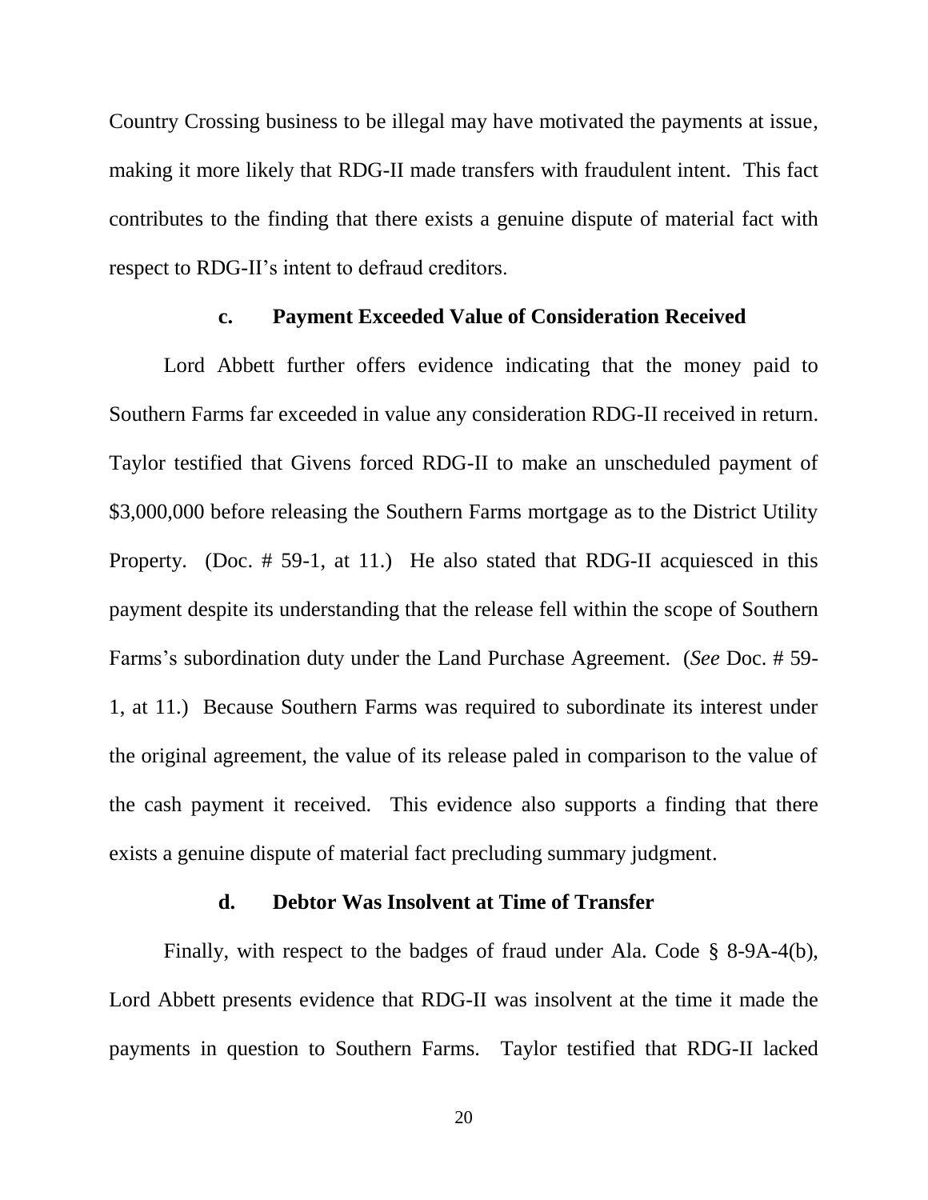Country Crossing business to be illegal may have motivated the payments at issue, making it more likely that RDG-II made transfers with fraudulent intent. This fact contributes to the finding that there exists a genuine dispute of material fact with respect to RDG-II's intent to defraud creditors.

#### c. Payment Exceeded Value of Consideration Received

Lord Abbett further offers evidence indicating that the money paid to Southern Farms far exceeded in value any consideration RDG-II received in return. Taylor testified that Givens forced RDG-II to make an unscheduled payment of \$3,000,000 before releasing the Southern Farms mortgage as to the District Utility Property. (Doc. # 59-1, at 11.) He also stated that RDG-II acquiesced in this payment despite its understanding that the release fell within the scope of Southern Farms's subordination duty under the Land Purchase Agreement. (*See* Doc. # 59-1, at 11.) Because Southern Farms was required to subordinate its interest under the original agreement, the value of its release paled in comparison to the value of the cash payment it received. This evidence also supports a finding that there exists a genuine dispute of material fact precluding summary judgment.

#### d. Debtor Was Insolvent at Time of Transfer

Finally, with respect to the badges of fraud under Ala. Code § 8-9A-4(b), Lord Abbett presents evidence that RDG-II was insolvent at the time it made the payments in question to Southern Farms. Taylor testified that RDG-II lacked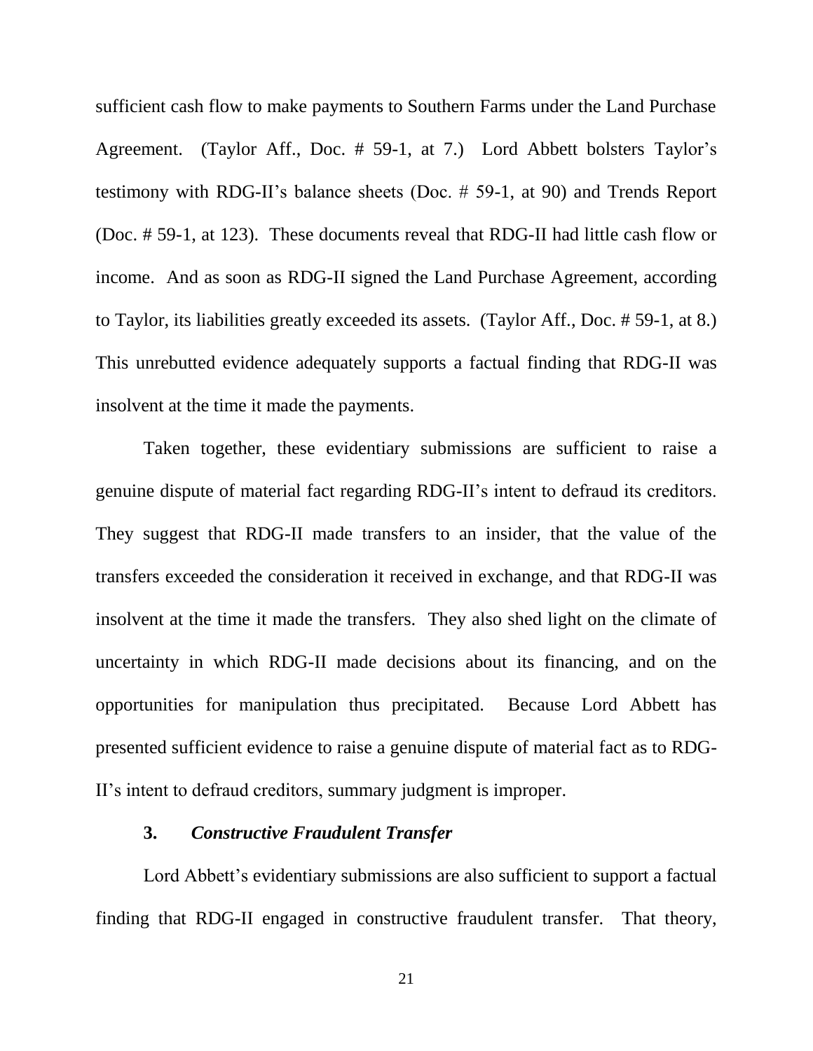sufficient cash flow to make payments to Southern Farms under the Land Purchase Agreement. (Taylor Aff., Doc. # 59-1, at 7.) Lord Abbett bolsters Taylor's testimony with RDG-II's balance sheets (Doc. # 59-1, at 90) and Trends Report (Doc. # 59-1, at 123). These documents reveal that RDG-II had little cash flow or income. And as soon as RDG-II signed the Land Purchase Agreement, according to Taylor, its liabilities greatly exceeded its assets. (Taylor Aff., Doc. # 59-1, at 8.) This unrebutted evidence adequately supports a factual finding that RDG-II was insolvent at the time it made the payments.

Taken together, these evidentiary submissions are sufficient to raise a genuine dispute of material fact regarding RDG-II's intent to defraud its creditors. They suggest that RDG-II made transfers to an insider, that the value of the transfers exceeded the consideration it received in exchange, and that RDG-II was insolvent at the time it made the transfers. They also shed light on the climate of uncertainty in which RDG-II made decisions about its financing, and on the opportunities for manipulation thus precipitated. Because Lord Abbett has presented sufficient evidence to raise a genuine dispute of material fact as to RDG-II's intent to defraud creditors, summary judgment is improper.

### 3. *Constructive Fraudulent Transfer*

Lord Abbett's evidentiary submissions are also sufficient to support a factual finding that RDG-II engaged in constructive fraudulent transfer. That theory,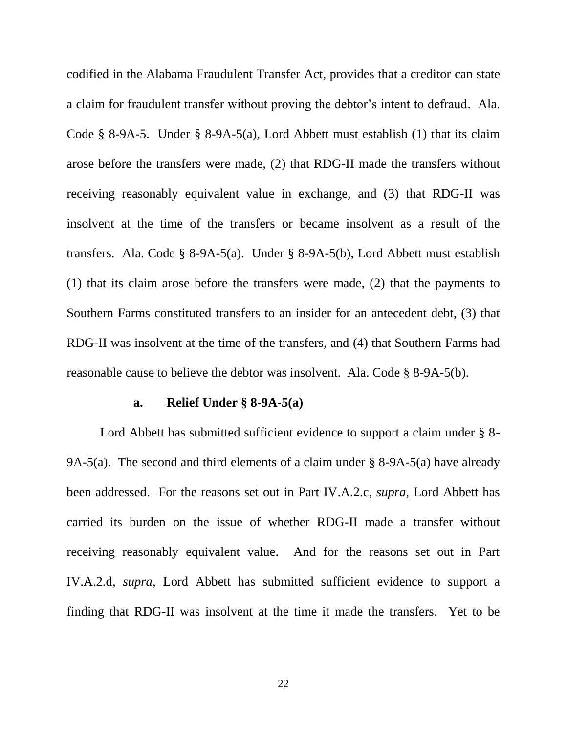codified in the Alabama Fraudulent Transfer Act, provides that a creditor can state a claim for fraudulent transfer without proving the debtor's intent to defraud. Ala. Code § 8-9A-5. Under § 8-9A-5(a), Lord Abbett must establish (1) that its claim arose before the transfers were made, (2) that RDG-II made the transfers without receiving reasonably equivalent value in exchange, and (3) that RDG-II was insolvent at the time of the transfers or became insolvent as a result of the transfers. Ala. Code § 8-9A-5(a). Under § 8-9A-5(b), Lord Abbett must establish (1) that its claim arose before the transfers were made, (2) that the payments to Southern Farms constituted transfers to an insider for an antecedent debt, (3) that RDG-II was insolvent at the time of the transfers, and (4) that Southern Farms had reasonable cause to believe the debtor was insolvent. Ala. Code § 8-9A-5(b).

**a. Relief Under § 8-9A-5(a)**

Lord Abbett has submitted sufficient evidence to support a claim under § 8-9A-5(a). The second and third elements of a claim under § 8-9A-5(a) have already been addressed. For the reasons set out in Part IV.A.2.c, *supra*, Lord Abbett has carried its burden on the issue of whether RDG-II made a transfer without receiving reasonably equivalent value. And for the reasons set out in Part IV.A.2.d, *supra*, Lord Abbett has submitted sufficient evidence to support a finding that RDG-II was insolvent at the time it made the transfers. Yet to be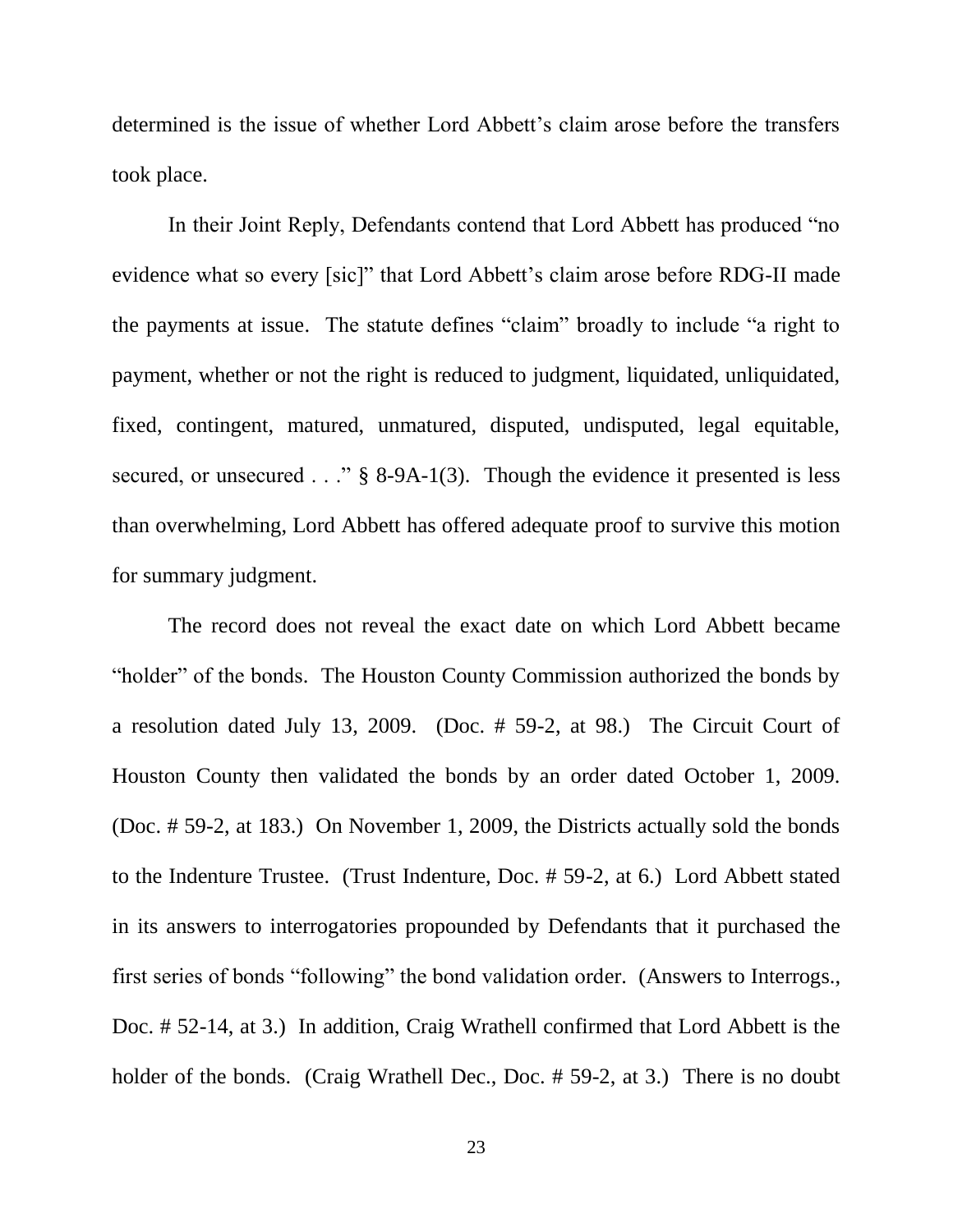determined is the issue of whether Lord Abbett's claim arose before the transfers took place.

In their Joint Reply, Defendants contend that Lord Abbett has produced "no evidence what so every [sic]" that Lord Abbett's claim arose before RDG-II made the payments at issue. The statute defines "claim" broadly to include "a right to payment, whether or not the right is reduced to judgment, liquidated, unliquidated, fixed, contingent, matured, unmatured, disputed, undisputed, legal equitable, secured, or unsecured . . ." § 8-9A-1(3). Though the evidence it presented is less than overwhelming, Lord Abbett has offered adequate proof to survive this motion for summary judgment.

The record does not reveal the exact date on which Lord Abbett became "holder" of the bonds. The Houston County Commission authorized the bonds by a resolution dated July 13, 2009. (Doc. # 59-2, at 98.) The Circuit Court of Houston County then validated the bonds by an order dated October 1, 2009. (Doc. # 59-2, at 183.) On November 1, 2009, the Districts actually sold the bonds to the Indenture Trustee. (Trust Indenture, Doc. # 59-2, at 6.) Lord Abbett stated in its answers to interrogatories propounded by Defendants that it purchased the first series of bonds "following" the bond validation order. (Answers to Interrogs., Doc. # 52-14, at 3.) In addition, Craig Wrathell confirmed that Lord Abbett is the holder of the bonds. (Craig Wrathell Dec., Doc. # 59-2, at 3.) There is no doubt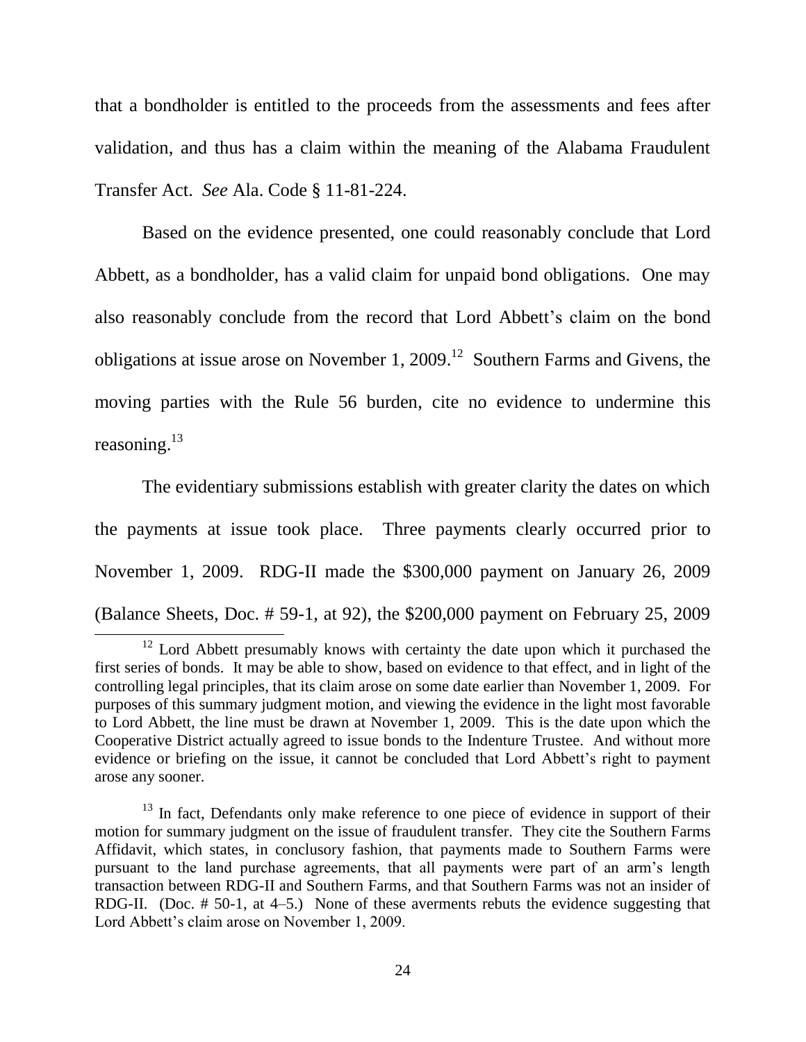that a bondholder is entitled to the proceeds from the assessments and fees after validation, and thus has a claim within the meaning of the Alabama Fraudulent Transfer Act. *See* Ala. Code § 11-81-224.

Based on the evidence presented, one could reasonably conclude that Lord Abbett, as a bondholder, has a valid claim for unpaid bond obligations. One may also reasonably conclude from the record that Lord Abbett's claim on the bond obligations at issue arose on November 1, 2009.[12] Southern Farms and Givens, the moving parties with the Rule 56 burden, cite no evidence to undermine this reasoning.[13]

The evidentiary submissions establish with greater clarity the dates on which the payments at issue took place. Three payments clearly occurred prior to November 1, 2009. RDG-II made the $300,000 payment on January 26, 2009 (Balance Sheets, Doc. # 59-1, at 92), the $200,000 payment on February 25, 2009

---

[12] Lord Abbett presumably knows with certainty the date upon which it purchased the first series of bonds. It may be able to show, based on evidence to that effect, and in light of the controlling legal principles, that its claim arose on some date earlier than November 1, 2009. For purposes of this summary judgment motion, and viewing the evidence in the light most favorable to Lord Abbett, the line must be drawn at November 1, 2009. This is the date upon which the Cooperative District actually agreed to issue bonds to the Indenture Trustee. And without more evidence or briefing on the issue, it cannot be concluded that Lord Abbett's right to payment arose any sooner.

[13] In fact, Defendants only make reference to one piece of evidence in support of their motion for summary judgment on the issue of fraudulent transfer. They cite the Southern Farms Affidavit, which states, in conclusory fashion, that payments made to Southern Farms were pursuant to the land purchase agreements, that all payments were part of an arm's length transaction between RDG-II and Southern Farms, and that Southern Farms was not an insider of RDG-II. (Doc. # 50-1, at 4–5.) None of these averments rebuts the evidence suggesting that Lord Abbett's claim arose on November 1, 2009.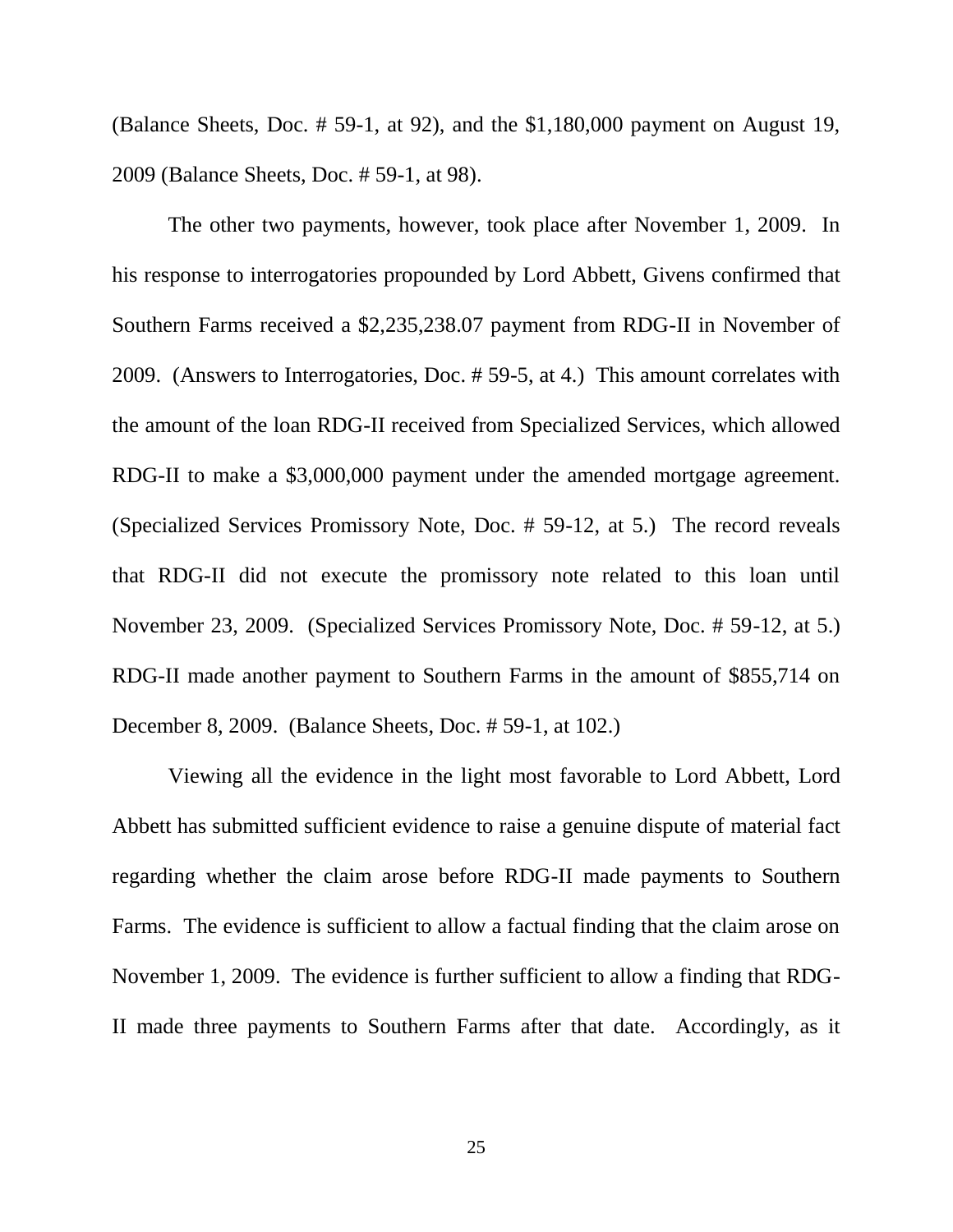(Balance Sheets, Doc. # 59-1, at 92), and the $1,180,000 payment on August 19, 2009 (Balance Sheets, Doc. # 59-1, at 98).

The other two payments, however, took place after November 1, 2009. In his response to interrogatories propounded by Lord Abbett, Givens confirmed that Southern Farms received a $2,235,238.07 payment from RDG-II in November of 2009. (Answers to Interrogatories, Doc. # 59-5, at 4.) This amount correlates with the amount of the loan RDG-II received from Specialized Services, which allowed RDG-II to make a $3,000,000 payment under the amended mortgage agreement. (Specialized Services Promissory Note, Doc. # 59-12, at 5.) The record reveals that RDG-II did not execute the promissory note related to this loan until November 23, 2009. (Specialized Services Promissory Note, Doc. # 59-12, at 5.) RDG-II made another payment to Southern Farms in the amount of $855,714 on December 8, 2009. (Balance Sheets, Doc. # 59-1, at 102.)

Viewing all the evidence in the light most favorable to Lord Abbett, Lord Abbett has submitted sufficient evidence to raise a genuine dispute of material fact regarding whether the claim arose before RDG-II made payments to Southern Farms. The evidence is sufficient to allow a factual finding that the claim arose on November 1, 2009. The evidence is further sufficient to allow a finding that RDG-II made three payments to Southern Farms after that date. Accordingly, as it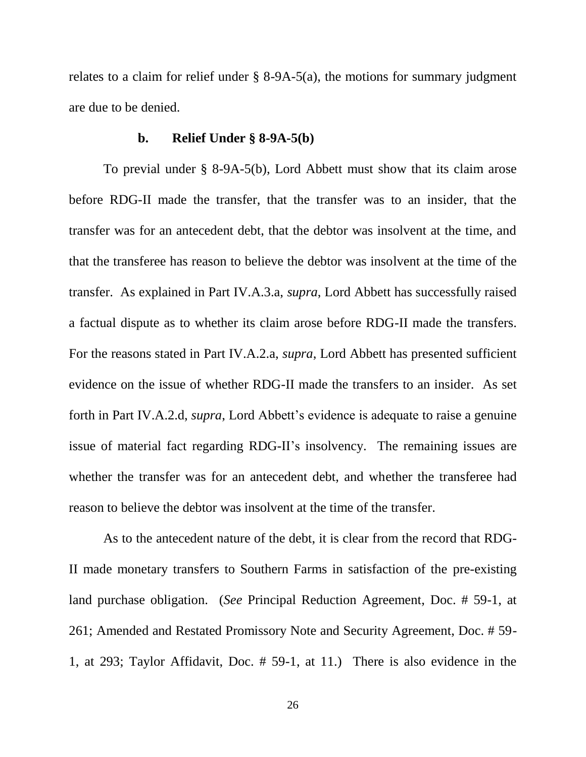relates to a claim for relief under § 8-9A-5(a), the motions for summary judgment are due to be denied.

### b. Relief Under § 8-9A-5(b)

To prevail under § 8-9A-5(b), Lord Abbett must show that its claim arose before RDG-II made the transfer, that the transfer was to an insider, that the transfer was for an antecedent debt, that the debtor was insolvent at the time, and that the transferee has reason to believe the debtor was insolvent at the time of the transfer. As explained in Part IV.A.3.a, *supra*, Lord Abbett has successfully raised a factual dispute as to whether its claim arose before RDG-II made the transfers. For the reasons stated in Part IV.A.2.a, *supra*, Lord Abbett has presented sufficient evidence on the issue of whether RDG-II made the transfers to an insider. As set forth in Part IV.A.2.d, *supra*, Lord Abbett's evidence is adequate to raise a genuine issue of material fact regarding RDG-II's insolvency. The remaining issues are whether the transfer was for an antecedent debt, and whether the transferee had reason to believe the debtor was insolvent at the time of the transfer.

As to the antecedent nature of the debt, it is clear from the record that RDG-II made monetary transfers to Southern Farms in satisfaction of the pre-existing land purchase obligation. (*See* Principal Reduction Agreement, Doc. # 59-1, at 261; Amended and Restated Promissory Note and Security Agreement, Doc. # 59-1, at 293; Taylor Affidavit, Doc. # 59-1, at 11.) There is also evidence in the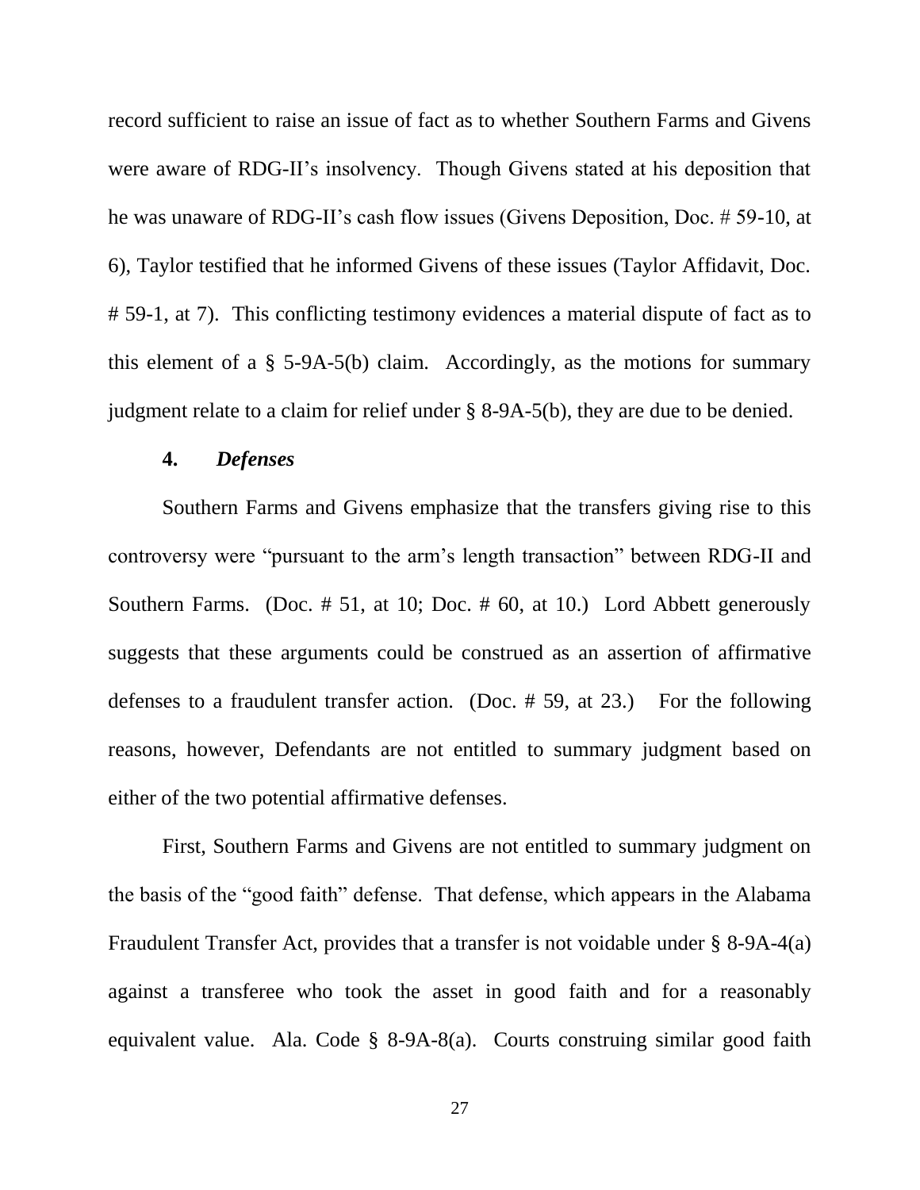record sufficient to raise an issue of fact as to whether Southern Farms and Givens were aware of RDG-II's insolvency. Though Givens stated at his deposition that he was unaware of RDG-II's cash flow issues (Givens Deposition, Doc. # 59-10, at 6), Taylor testified that he informed Givens of these issues (Taylor Affidavit, Doc. # 59-1, at 7). This conflicting testimony evidences a material dispute of fact as to this element of a § 5-9A-5(b) claim. Accordingly, as the motions for summary judgment relate to a claim for relief under § 8-9A-5(b), they are due to be denied.

**4.** ***Defenses***

Southern Farms and Givens emphasize that the transfers giving rise to this controversy were "pursuant to the arm's length transaction" between RDG-II and Southern Farms. (Doc. # 51, at 10; Doc. # 60, at 10.) Lord Abbett generously suggests that these arguments could be construed as an assertion of affirmative defenses to a fraudulent transfer action. (Doc. # 59, at 23.) For the following reasons, however, Defendants are not entitled to summary judgment based on either of the two potential affirmative defenses.

First, Southern Farms and Givens are not entitled to summary judgment on the basis of the "good faith" defense. That defense, which appears in the Alabama Fraudulent Transfer Act, provides that a transfer is not voidable under § 8-9A-4(a) against a transferee who took the asset in good faith and for a reasonably equivalent value. Ala. Code § 8-9A-8(a). Courts construing similar good faith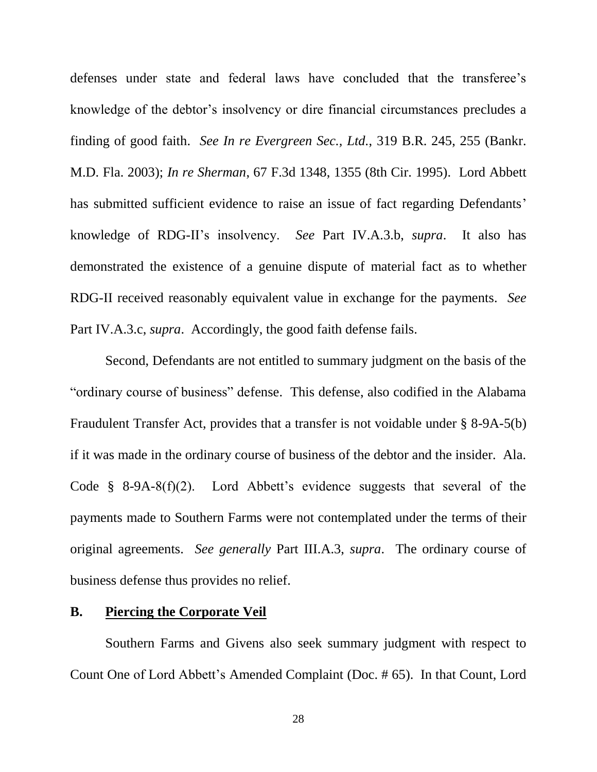defenses under state and federal laws have concluded that the transferee's knowledge of the debtor's insolvency or dire financial circumstances precludes a finding of good faith. *See In re Evergreen Sec., Ltd.*, 319 B.R. 245, 255 (Bankr. M.D. Fla. 2003); *In re Sherman*, 67 F.3d 1348, 1355 (8th Cir. 1995). Lord Abbett has submitted sufficient evidence to raise an issue of fact regarding Defendants' knowledge of RDG-II's insolvency. *See* Part IV.A.3.b, *supra*. It also has demonstrated the existence of a genuine dispute of material fact as to whether RDG-II received reasonably equivalent value in exchange for the payments. *See* Part IV.A.3.c, *supra*. Accordingly, the good faith defense fails.

Second, Defendants are not entitled to summary judgment on the basis of the "ordinary course of business" defense. This defense, also codified in the Alabama Fraudulent Transfer Act, provides that a transfer is not voidable under § 8-9A-5(b) if it was made in the ordinary course of business of the debtor and the insider. Ala. Code § 8-9A-8(f)(2). Lord Abbett's evidence suggests that several of the payments made to Southern Farms were not contemplated under the terms of their original agreements. *See generally* Part III.A.3, *supra*. The ordinary course of business defense thus provides no relief.

## B. <u>Piercing the Corporate Veil</u>

Southern Farms and Givens also seek summary judgment with respect to Count One of Lord Abbett's Amended Complaint (Doc. # 65). In that Count, Lord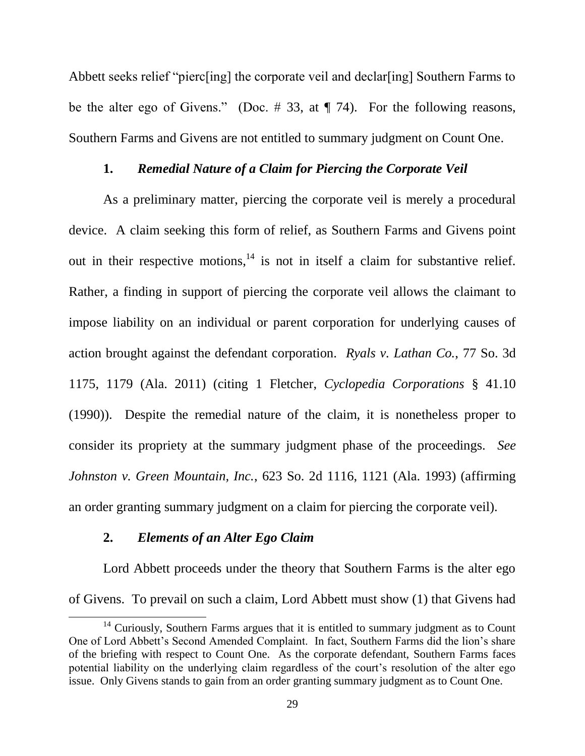Abbett seeks relief "pierc[ing] the corporate veil and declar[ing] Southern Farms to be the alter ego of Givens." (Doc. # 33, at ¶ 74). For the following reasons, Southern Farms and Givens are not entitled to summary judgment on Count One.

### 1. *Remedial Nature of a Claim for Piercing the Corporate Veil*

As a preliminary matter, piercing the corporate veil is merely a procedural device. A claim seeking this form of relief, as Southern Farms and Givens point out in their respective motions,[14] is not in itself a claim for substantive relief. Rather, a finding in support of piercing the corporate veil allows the claimant to impose liability on an individual or parent corporation for underlying causes of action brought against the defendant corporation. *Ryals v. Lathan Co.*, 77 So. 3d 1175, 1179 (Ala. 2011) (citing 1 Fletcher, *Cyclopedia Corporations* § 41.10 (1990)). Despite the remedial nature of the claim, it is nonetheless proper to consider its propriety at the summary judgment phase of the proceedings. *See Johnston v. Green Mountain, Inc.*, 623 So. 2d 1116, 1121 (Ala. 1993) (affirming an order granting summary judgment on a claim for piercing the corporate veil).

### 2. *Elements of an Alter Ego Claim*

Lord Abbett proceeds under the theory that Southern Farms is the alter ego of Givens. To prevail on such a claim, Lord Abbett must show (1) that Givens had

---

[14] Curiously, Southern Farms argues that it is entitled to summary judgment as to Count One of Lord Abbett's Second Amended Complaint. In fact, Southern Farms did the lion's share of the briefing with respect to Count One. As the corporate defendant, Southern Farms faces potential liability on the underlying claim regardless of the court's resolution of the alter ego issue. Only Givens stands to gain from an order granting summary judgment as to Count One.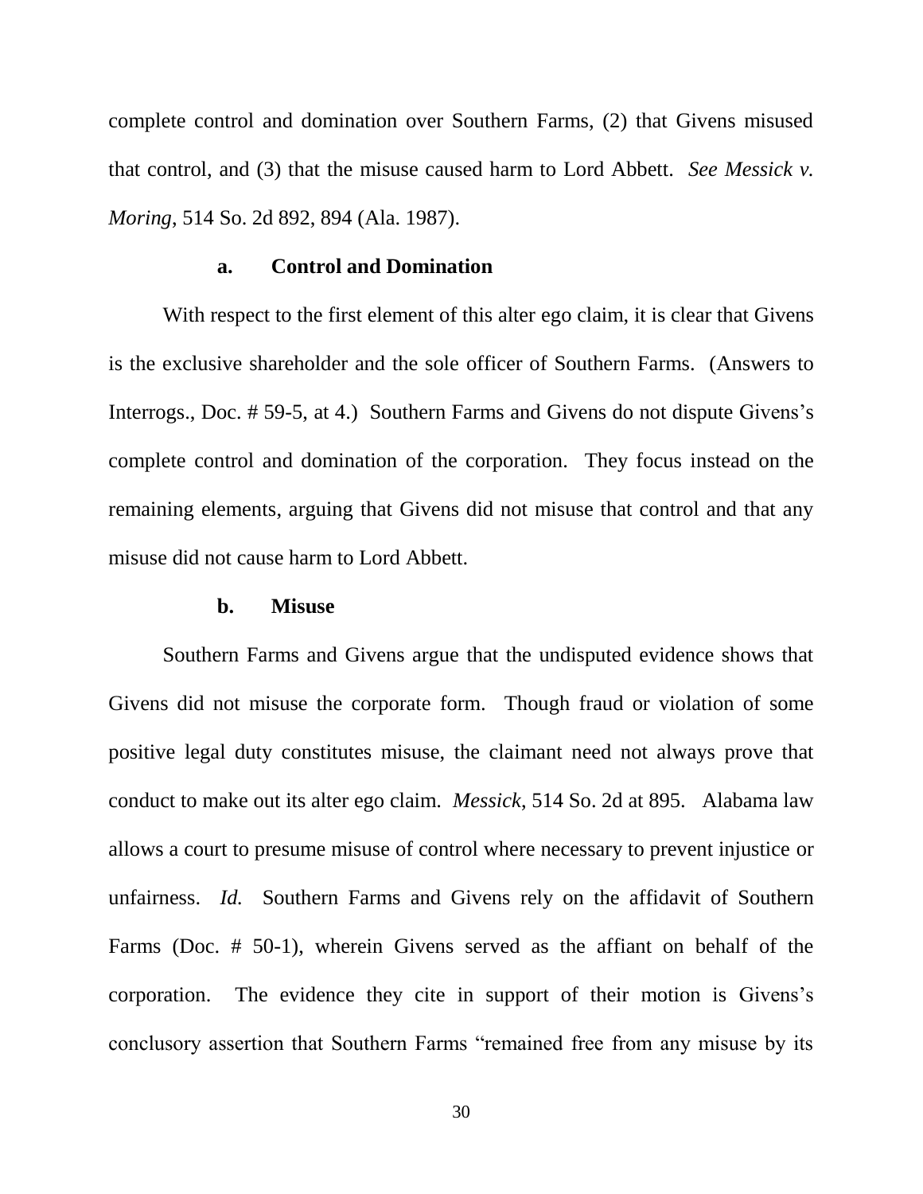complete control and domination over Southern Farms, (2) that Givens misused that control, and (3) that the misuse caused harm to Lord Abbett. *See Messick v. Moring*, 514 So. 2d 892, 894 (Ala. 1987).

#### a. Control and Domination

With respect to the first element of this alter ego claim, it is clear that Givens is the exclusive shareholder and the sole officer of Southern Farms. (Answers to Interrogs., Doc. # 59-5, at 4.) Southern Farms and Givens do not dispute Givens's complete control and domination of the corporation. They focus instead on the remaining elements, arguing that Givens did not misuse that control and that any misuse did not cause harm to Lord Abbett.

#### b. Misuse

Southern Farms and Givens argue that the undisputed evidence shows that Givens did not misuse the corporate form. Though fraud or violation of some positive legal duty constitutes misuse, the claimant need not always prove that conduct to make out its alter ego claim. *Messick*, 514 So. 2d at 895. Alabama law allows a court to presume misuse of control where necessary to prevent injustice or unfairness. *Id.* Southern Farms and Givens rely on the affidavit of Southern Farms (Doc. # 50-1), wherein Givens served as the affiant on behalf of the corporation. The evidence they cite in support of their motion is Givens's conclusory assertion that Southern Farms "remained free from any misuse by its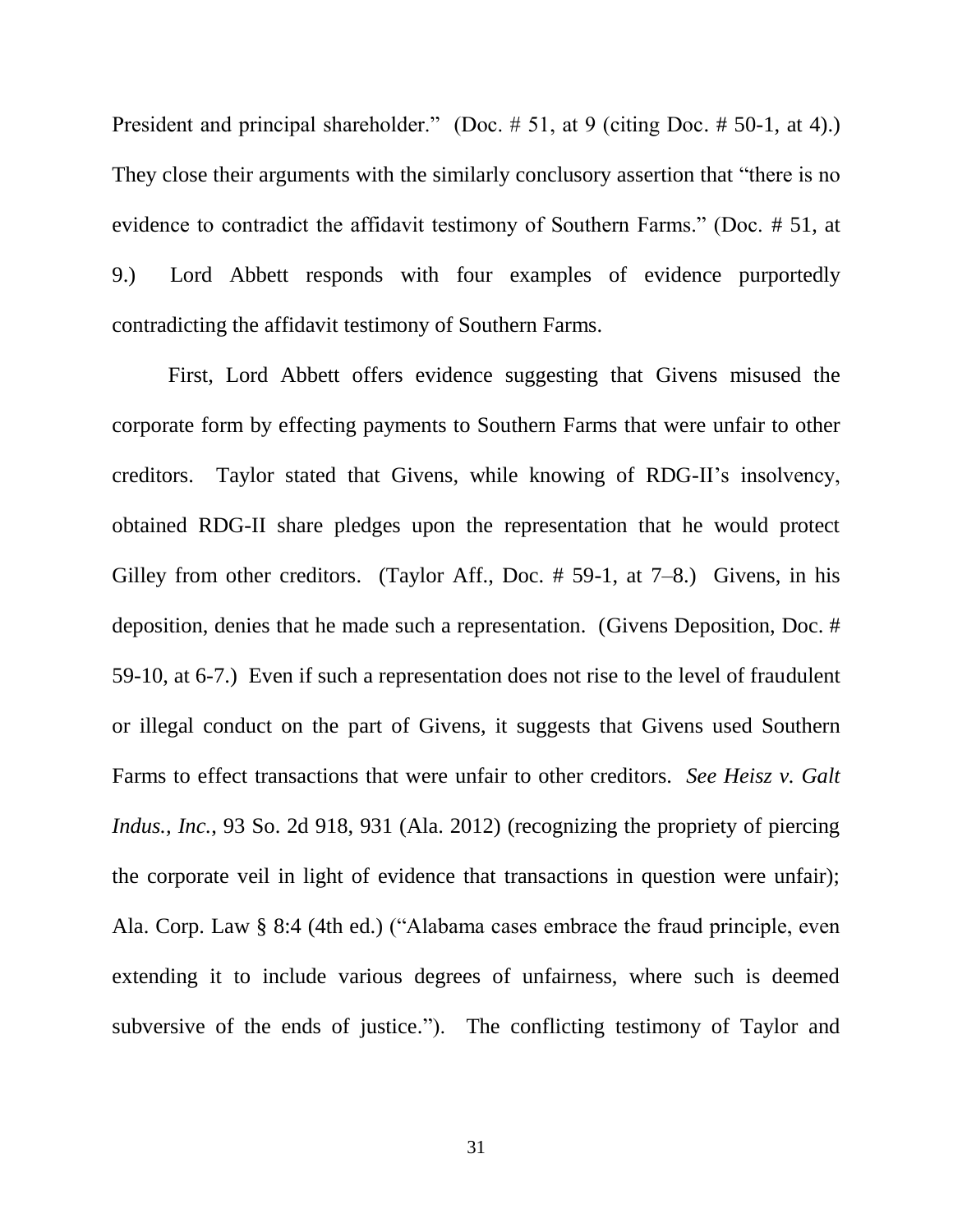President and principal shareholder." (Doc. # 51, at 9 (citing Doc. # 50-1, at 4).) They close their arguments with the similarly conclusory assertion that "there is no evidence to contradict the affidavit testimony of Southern Farms." (Doc. # 51, at 9.) Lord Abbett responds with four examples of evidence purportedly contradicting the affidavit testimony of Southern Farms.

First, Lord Abbett offers evidence suggesting that Givens misused the corporate form by effecting payments to Southern Farms that were unfair to other creditors. Taylor stated that Givens, while knowing of RDG-II's insolvency, obtained RDG-II share pledges upon the representation that he would protect Gilley from other creditors. (Taylor Aff., Doc. # 59-1, at 7–8.) Givens, in his deposition, denies that he made such a representation. (Givens Deposition, Doc. # 59-10, at 6-7.) Even if such a representation does not rise to the level of fraudulent or illegal conduct on the part of Givens, it suggests that Givens used Southern Farms to effect transactions that were unfair to other creditors. *See Heisz v. Galt Indus., Inc.*, 93 So. 2d 918, 931 (Ala. 2012) (recognizing the propriety of piercing the corporate veil in light of evidence that transactions in question were unfair); Ala. Corp. Law § 8:4 (4th ed.) ("Alabama cases embrace the fraud principle, even extending it to include various degrees of unfairness, where such is deemed subversive of the ends of justice."). The conflicting testimony of Taylor and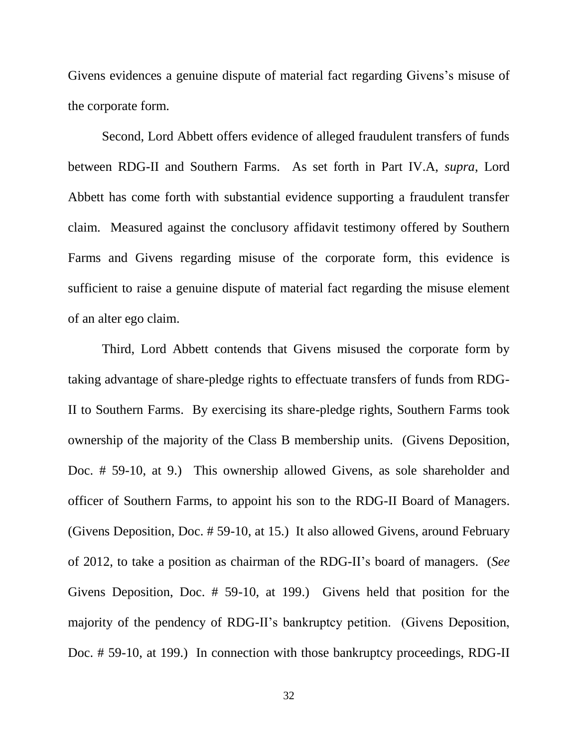Givens evidences a genuine dispute of material fact regarding Givens's misuse of the corporate form.

Second, Lord Abbett offers evidence of alleged fraudulent transfers of funds between RDG-II and Southern Farms. As set forth in Part IV.A, *supra*, Lord Abbett has come forth with substantial evidence supporting a fraudulent transfer claim. Measured against the conclusory affidavit testimony offered by Southern Farms and Givens regarding misuse of the corporate form, this evidence is sufficient to raise a genuine dispute of material fact regarding the misuse element of an alter ego claim.

Third, Lord Abbett contends that Givens misused the corporate form by taking advantage of share-pledge rights to effectuate transfers of funds from RDG-II to Southern Farms. By exercising its share-pledge rights, Southern Farms took ownership of the majority of the Class B membership units. (Givens Deposition, Doc. # 59-10, at 9.) This ownership allowed Givens, as sole shareholder and officer of Southern Farms, to appoint his son to the RDG-II Board of Managers. (Givens Deposition, Doc. # 59-10, at 15.) It also allowed Givens, around February of 2012, to take a position as chairman of the RDG-II's board of managers. (*See* Givens Deposition, Doc. # 59-10, at 199.) Givens held that position for the majority of the pendency of RDG-II's bankruptcy petition. (Givens Deposition, Doc. # 59-10, at 199.) In connection with those bankruptcy proceedings, RDG-II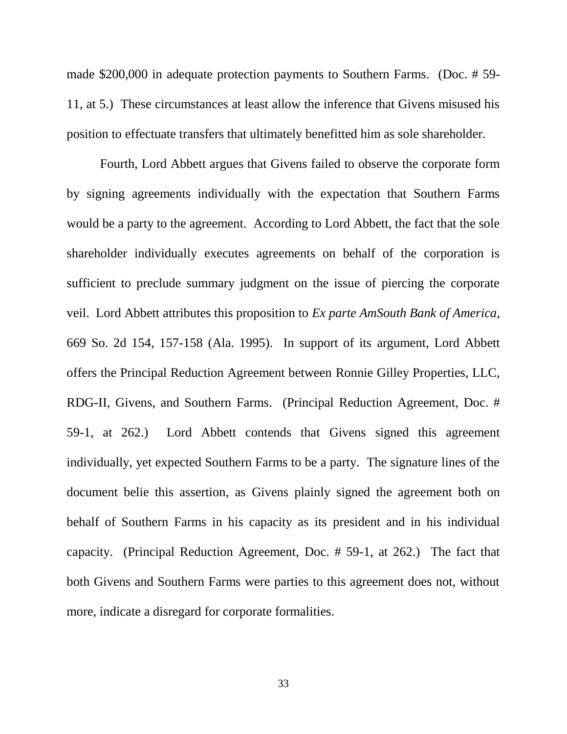made $200,000 in adequate protection payments to Southern Farms. (Doc. # 59-11, at 5.) These circumstances at least allow the inference that Givens misused his position to effectuate transfers that ultimately benefitted him as sole shareholder.

Fourth, Lord Abbett argues that Givens failed to observe the corporate form by signing agreements individually with the expectation that Southern Farms would be a party to the agreement. According to Lord Abbett, the fact that the sole shareholder individually executes agreements on behalf of the corporation is sufficient to preclude summary judgment on the issue of piercing the corporate veil. Lord Abbett attributes this proposition to *Ex parte AmSouth Bank of America*, 669 So. 2d 154, 157-158 (Ala. 1995). In support of its argument, Lord Abbett offers the Principal Reduction Agreement between Ronnie Gilley Properties, LLC, RDG-II, Givens, and Southern Farms. (Principal Reduction Agreement, Doc. # 59-1, at 262.) Lord Abbett contends that Givens signed this agreement individually, yet expected Southern Farms to be a party. The signature lines of the document belie this assertion, as Givens plainly signed the agreement both on behalf of Southern Farms in his capacity as its president and in his individual capacity. (Principal Reduction Agreement, Doc. # 59-1, at 262.) The fact that both Givens and Southern Farms were parties to this agreement does not, without more, indicate a disregard for corporate formalities.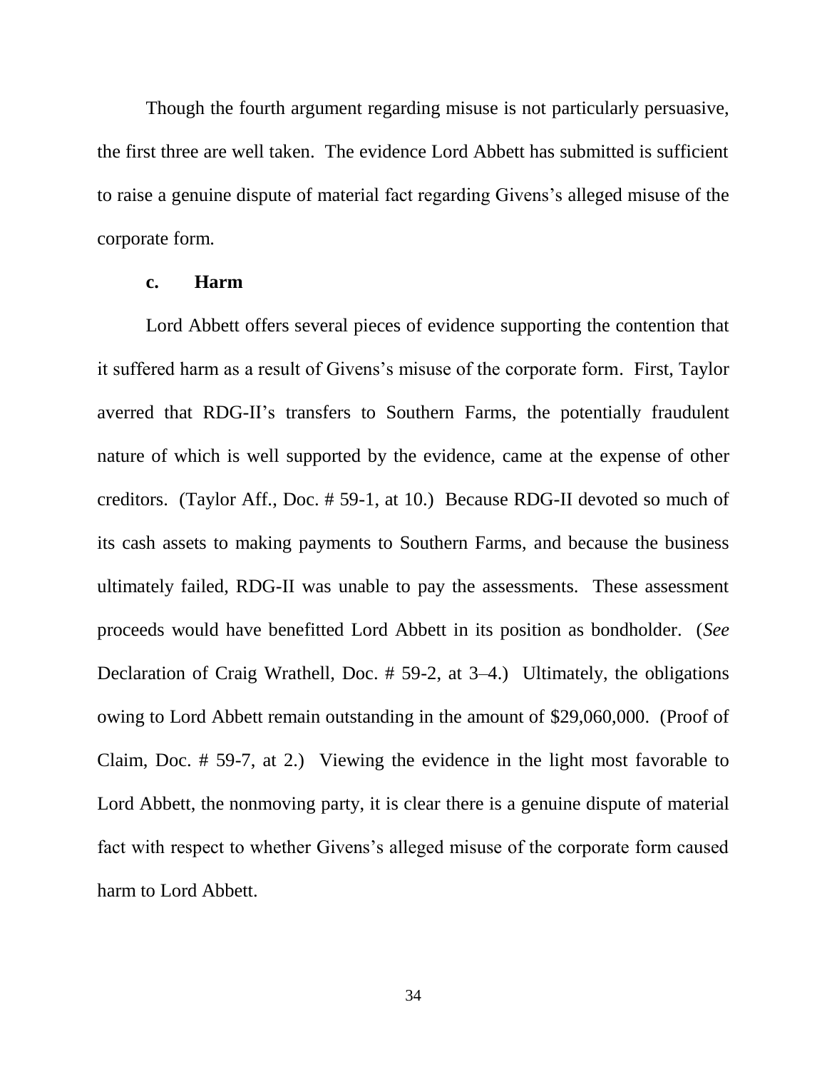Though the fourth argument regarding misuse is not particularly persuasive, the first three are well taken. The evidence Lord Abbett has submitted is sufficient to raise a genuine dispute of material fact regarding Givens's alleged misuse of the corporate form.

### c. Harm

Lord Abbett offers several pieces of evidence supporting the contention that it suffered harm as a result of Givens's misuse of the corporate form. First, Taylor averred that RDG-II's transfers to Southern Farms, the potentially fraudulent nature of which is well supported by the evidence, came at the expense of other creditors. (Taylor Aff., Doc. # 59-1, at 10.) Because RDG-II devoted so much of its cash assets to making payments to Southern Farms, and because the business ultimately failed, RDG-II was unable to pay the assessments. These assessment proceeds would have benefitted Lord Abbett in its position as bondholder. (*See* Declaration of Craig Wrathell, Doc. # 59-2, at 3–4.) Ultimately, the obligations owing to Lord Abbett remain outstanding in the amount of $29,060,000. (Proof of Claim, Doc. # 59-7, at 2.) Viewing the evidence in the light most favorable to Lord Abbett, the nonmoving party, it is clear there is a genuine dispute of material fact with respect to whether Givens's alleged misuse of the corporate form caused harm to Lord Abbett.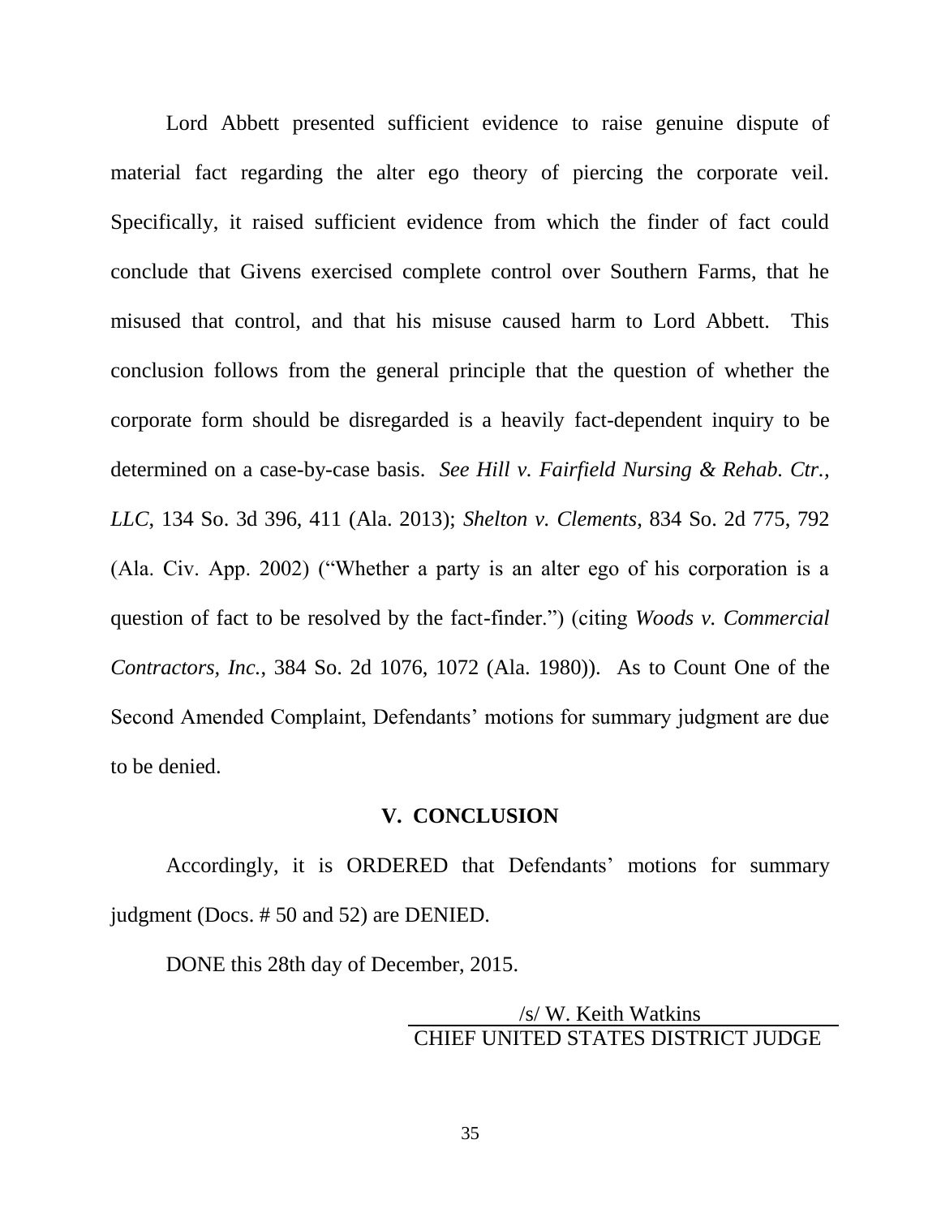Lord Abbett presented sufficient evidence to raise genuine dispute of material fact regarding the alter ego theory of piercing the corporate veil. Specifically, it raised sufficient evidence from which the finder of fact could conclude that Givens exercised complete control over Southern Farms, that he misused that control, and that his misuse caused harm to Lord Abbett. This conclusion follows from the general principle that the question of whether the corporate form should be disregarded is a heavily fact-dependent inquiry to be determined on a case-by-case basis. *See Hill v. Fairfield Nursing & Rehab. Ctr., LLC*, 134 So. 3d 396, 411 (Ala. 2013); *Shelton v. Clements*, 834 So. 2d 775, 792 (Ala. Civ. App. 2002) ("Whether a party is an alter ego of his corporation is a question of fact to be resolved by the fact-finder.") (citing *Woods v. Commercial Contractors, Inc.*, 384 So. 2d 1076, 1072 (Ala. 1980)). As to Count One of the Second Amended Complaint, Defendants' motions for summary judgment are due to be denied.

## V. CONCLUSION

Accordingly, it is ORDERED that Defendants' motions for summary judgment (Docs. # 50 and 52) are DENIED.

DONE this 28th day of December, 2015.

/s/ W. Keith Watkins
CHIEF UNITED STATES DISTRICT JUDGE